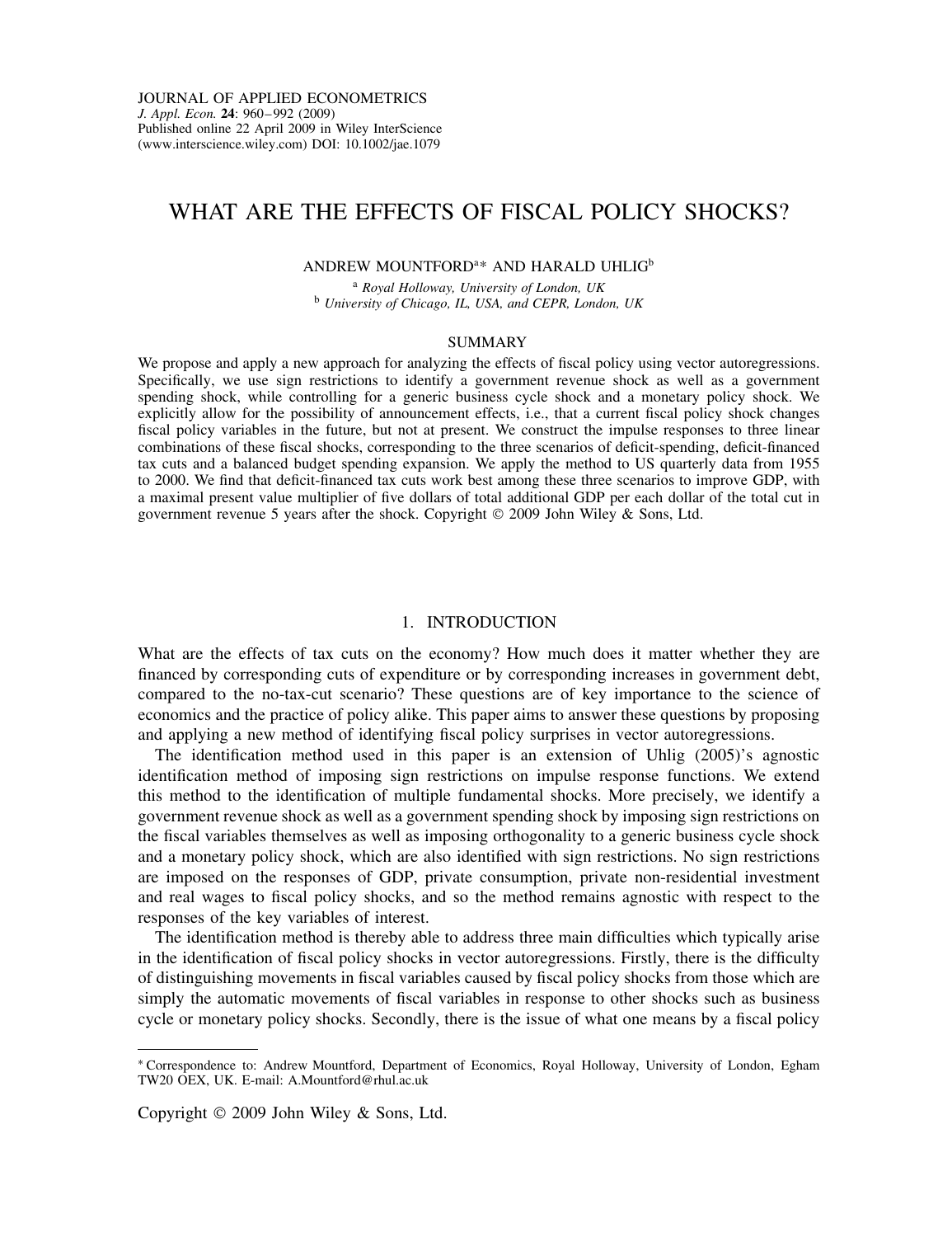JOURNAL OF APPLIED ECONOMETRICS
*J. Appl. Econ.* **24**: 960–992 (2009)
Published online 22 April 2009 in Wiley InterScience
(www.interscience.wiley.com) DOI: 10.1002/jae.1079

# WHAT ARE THE EFFECTS OF FISCAL POLICY SHOCKS?

ANDREW MOUNTFORD[a]* AND HARALD UHLIG[b]

[a] *Royal Holloway, University of London, UK*
[b] *University of Chicago, IL, USA, and CEPR, London, UK*

## SUMMARY

We propose and apply a new approach for analyzing the effects of fiscal policy using vector autoregressions. Specifically, we use sign restrictions to identify a government revenue shock as well as a government spending shock, while controlling for a generic business cycle shock and a monetary policy shock. We explicitly allow for the possibility of announcement effects, i.e., that a current fiscal policy shock changes fiscal policy variables in the future, but not at present. We construct the impulse responses to three linear combinations of these fiscal shocks, corresponding to the three scenarios of deficit-spending, deficit-financed tax cuts and a balanced budget spending expansion. We apply the method to US quarterly data from 1955 to 2000. We find that deficit-financed tax cuts work best among these three scenarios to improve GDP, with a maximal present value multiplier of five dollars of total additional GDP per each dollar of the total cut in government revenue 5 years after the shock. Copyright © 2009 John Wiley & Sons, Ltd.

## 1. INTRODUCTION

What are the effects of tax cuts on the economy? How much does it matter whether they are financed by corresponding cuts of expenditure or by corresponding increases in government debt, compared to the no-tax-cut scenario? These questions are of key importance to the science of economics and the practice of policy alike. This paper aims to answer these questions by proposing and applying a new method of identifying fiscal policy surprises in vector autoregressions.

The identification method used in this paper is an extension of Uhlig (2005)'s agnostic identification method of imposing sign restrictions on impulse response functions. We extend this method to the identification of multiple fundamental shocks. More precisely, we identify a government revenue shock as well as a government spending shock by imposing sign restrictions on the fiscal variables themselves as well as imposing orthogonality to a generic business cycle shock and a monetary policy shock, which are also identified with sign restrictions. No sign restrictions are imposed on the responses of GDP, private consumption, private non-residential investment and real wages to fiscal policy shocks, and so the method remains agnostic with respect to the responses of the key variables of interest.

The identification method is thereby able to address three main difficulties which typically arise in the identification of fiscal policy shocks in vector autoregressions. Firstly, there is the difficulty of distinguishing movements in fiscal variables caused by fiscal policy shocks from those which are simply the automatic movements of fiscal variables in response to other shocks such as business cycle or monetary policy shocks. Secondly, there is the issue of what one means by a fiscal policy

---

* Correspondence to: Andrew Mountford, Department of Economics, Royal Holloway, University of London, Egham TW20 OEX, UK. E-mail: A.Mountford@rhul.ac.uk

Copyright © 2009 John Wiley & Sons, Ltd.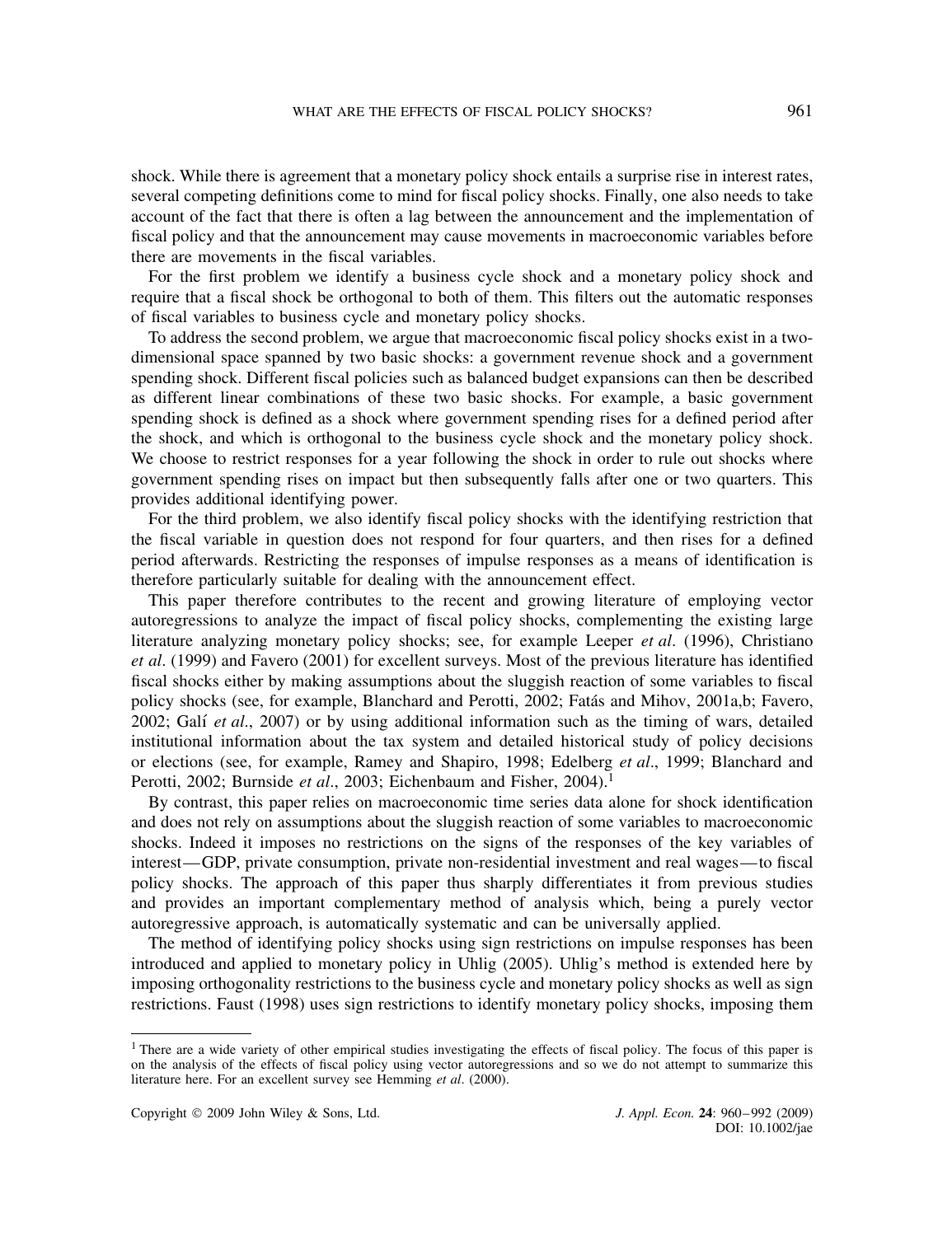shock. While there is agreement that a monetary policy shock entails a surprise rise in interest rates, several competing definitions come to mind for fiscal policy shocks. Finally, one also needs to take account of the fact that there is often a lag between the announcement and the implementation of fiscal policy and that the announcement may cause movements in macroeconomic variables before there are movements in the fiscal variables.

For the first problem we identify a business cycle shock and a monetary policy shock and require that a fiscal shock be orthogonal to both of them. This filters out the automatic responses of fiscal variables to business cycle and monetary policy shocks.

To address the second problem, we argue that macroeconomic fiscal policy shocks exist in a two-dimensional space spanned by two basic shocks: a government revenue shock and a government spending shock. Different fiscal policies such as balanced budget expansions can then be described as different linear combinations of these two basic shocks. For example, a basic government spending shock is defined as a shock where government spending rises for a defined period after the shock, and which is orthogonal to the business cycle shock and the monetary policy shock. We choose to restrict responses for a year following the shock in order to rule out shocks where government spending rises on impact but then subsequently falls after one or two quarters. This provides additional identifying power.

For the third problem, we also identify fiscal policy shocks with the identifying restriction that the fiscal variable in question does not respond for four quarters, and then rises for a defined period afterwards. Restricting the responses of impulse responses as a means of identification is therefore particularly suitable for dealing with the announcement effect.

This paper therefore contributes to the recent and growing literature of employing vector autoregressions to analyze the impact of fiscal policy shocks, complementing the existing large literature analyzing monetary policy shocks; see, for example Leeper *et al*. (1996), Christiano *et al*. (1999) and Favero (2001) for excellent surveys. Most of the previous literature has identified fiscal shocks either by making assumptions about the sluggish reaction of some variables to fiscal policy shocks (see, for example, Blanchard and Perotti, 2002; Fatás and Mihov, 2001a,b; Favero, 2002; Galí *et al*., 2007) or by using additional information such as the timing of wars, detailed institutional information about the tax system and detailed historical study of policy decisions or elections (see, for example, Ramey and Shapiro, 1998; Edelberg *et al*., 1999; Blanchard and Perotti, 2002; Burnside *et al*., 2003; Eichenbaum and Fisher, 2004).[1]

By contrast, this paper relies on macroeconomic time series data alone for shock identification and does not rely on assumptions about the sluggish reaction of some variables to macroeconomic shocks. Indeed it imposes no restrictions on the signs of the responses of the key variables of interest—GDP, private consumption, private non-residential investment and real wages—to fiscal policy shocks. The approach of this paper thus sharply differentiates it from previous studies and provides an important complementary method of analysis which, being a purely vector autoregressive approach, is automatically systematic and can be universally applied.

The method of identifying policy shocks using sign restrictions on impulse responses has been introduced and applied to monetary policy in Uhlig (2005). Uhlig's method is extended here by imposing orthogonality restrictions to the business cycle and monetary policy shocks as well as sign restrictions. Faust (1998) uses sign restrictions to identify monetary policy shocks, imposing them

[1] There are a wide variety of other empirical studies investigating the effects of fiscal policy. The focus of this paper is on the analysis of the effects of fiscal policy using vector autoregressions and so we do not attempt to summarize this literature here. For an excellent survey see Hemming *et al*. (2000).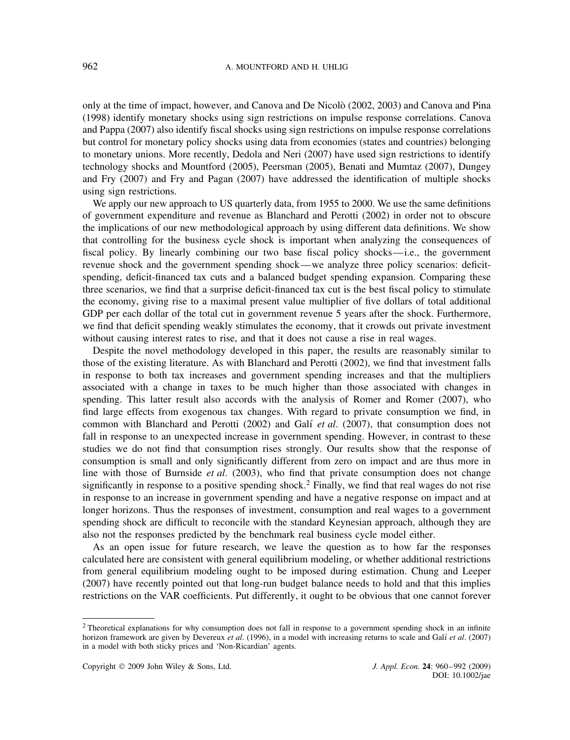only at the time of impact, however, and Canova and De Nicolò (2002, 2003) and Canova and Pina (1998) identify monetary shocks using sign restrictions on impulse response correlations. Canova and Pappa (2007) also identify fiscal shocks using sign restrictions on impulse response correlations but control for monetary policy shocks using data from economies (states and countries) belonging to monetary unions. More recently, Dedola and Neri (2007) have used sign restrictions to identify technology shocks and Mountford (2005), Peersman (2005), Benati and Mumtaz (2007), Dungey and Fry (2007) and Fry and Pagan (2007) have addressed the identification of multiple shocks using sign restrictions.

We apply our new approach to US quarterly data, from 1955 to 2000. We use the same definitions of government expenditure and revenue as Blanchard and Perotti (2002) in order not to obscure the implications of our new methodological approach by using different data definitions. We show that controlling for the business cycle shock is important when analyzing the consequences of fiscal policy. By linearly combining our two base fiscal policy shocks—i.e., the government revenue shock and the government spending shock—we analyze three policy scenarios: deficit-spending, deficit-financed tax cuts and a balanced budget spending expansion. Comparing these three scenarios, we find that a surprise deficit-financed tax cut is the best fiscal policy to stimulate the economy, giving rise to a maximal present value multiplier of five dollars of total additional GDP per each dollar of the total cut in government revenue 5 years after the shock. Furthermore, we find that deficit spending weakly stimulates the economy, that it crowds out private investment without causing interest rates to rise, and that it does not cause a rise in real wages.

Despite the novel methodology developed in this paper, the results are reasonably similar to those of the existing literature. As with Blanchard and Perotti (2002), we find that investment falls in response to both tax increases and government spending increases and that the multipliers associated with a change in taxes to be much higher than those associated with changes in spending. This latter result also accords with the analysis of Romer and Romer (2007), who find large effects from exogenous tax changes. With regard to private consumption we find, in common with Blanchard and Perotti (2002) and Galí *et al*. (2007), that consumption does not fall in response to an unexpected increase in government spending. However, in contrast to these studies we do not find that consumption rises strongly. Our results show that the response of consumption is small and only significantly different from zero on impact and are thus more in line with those of Burnside *et al*. (2003), who find that private consumption does not change significantly in response to a positive spending shock.[2] Finally, we find that real wages do not rise in response to an increase in government spending and have a negative response on impact and at longer horizons. Thus the responses of investment, consumption and real wages to a government spending shock are difficult to reconcile with the standard Keynesian approach, although they are also not the responses predicted by the benchmark real business cycle model either.

As an open issue for future research, we leave the question as to how far the responses calculated here are consistent with general equilibrium modeling, or whether additional restrictions from general equilibrium modeling ought to be imposed during estimation. Chung and Leeper (2007) have recently pointed out that long-run budget balance needs to hold and that this implies restrictions on the VAR coefficients. Put differently, it ought to be obvious that one cannot forever

---

[2] Theoretical explanations for why consumption does not fall in response to a government spending shock in an infinite horizon framework are given by Devereux *et al*. (1996), in a model with increasing returns to scale and Galí *et al*. (2007) in a model with both sticky prices and 'Non-Ricardian' agents.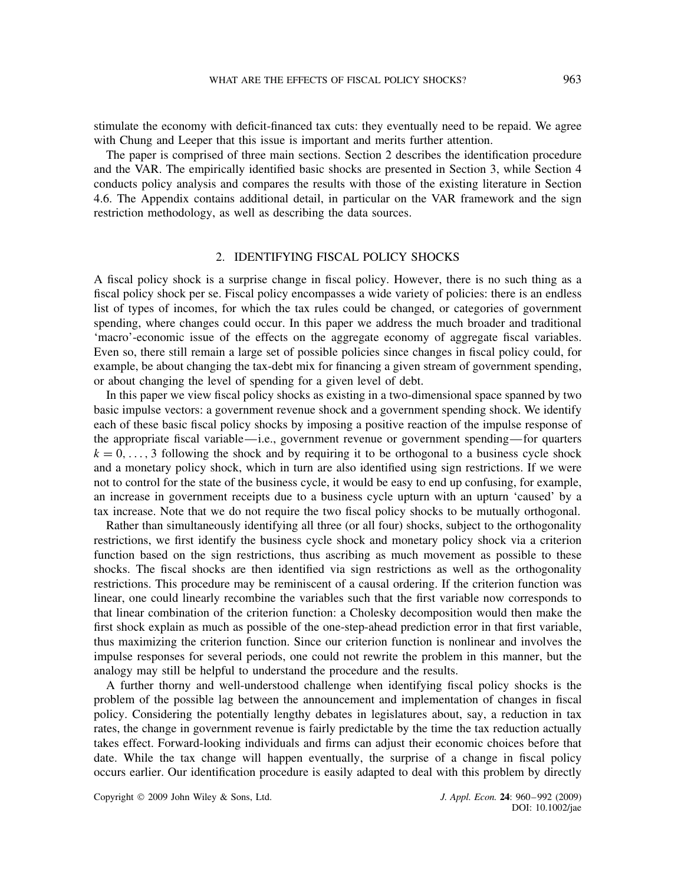stimulate the economy with deficit-financed tax cuts: they eventually need to be repaid. We agree with Chung and Leeper that this issue is important and merits further attention.

The paper is comprised of three main sections. Section 2 describes the identification procedure and the VAR. The empirically identified basic shocks are presented in Section 3, while Section 4 conducts policy analysis and compares the results with those of the existing literature in Section 4.6. The Appendix contains additional detail, in particular on the VAR framework and the sign restriction methodology, as well as describing the data sources.

## 2. IDENTIFYING FISCAL POLICY SHOCKS

A fiscal policy shock is a surprise change in fiscal policy. However, there is no such thing as a fiscal policy shock per se. Fiscal policy encompasses a wide variety of policies: there is an endless list of types of incomes, for which the tax rules could be changed, or categories of government spending, where changes could occur. In this paper we address the much broader and traditional 'macro'-economic issue of the effects on the aggregate economy of aggregate fiscal variables. Even so, there still remain a large set of possible policies since changes in fiscal policy could, for example, be about changing the tax-debt mix for financing a given stream of government spending, or about changing the level of spending for a given level of debt.

In this paper we view fiscal policy shocks as existing in a two-dimensional space spanned by two basic impulse vectors: a government revenue shock and a government spending shock. We identify each of these basic fiscal policy shocks by imposing a positive reaction of the impulse response of the appropriate fiscal variable—i.e., government revenue or government spending—for quarters $k = 0, \ldots, 3$ following the shock and by requiring it to be orthogonal to a business cycle shock and a monetary policy shock, which in turn are also identified using sign restrictions. If we were not to control for the state of the business cycle, it would be easy to end up confusing, for example, an increase in government receipts due to a business cycle upturn with an upturn 'caused' by a tax increase. Note that we do not require the two fiscal policy shocks to be mutually orthogonal.

Rather than simultaneously identifying all three (or all four) shocks, subject to the orthogonality restrictions, we first identify the business cycle shock and monetary policy shock via a criterion function based on the sign restrictions, thus ascribing as much movement as possible to these shocks. The fiscal shocks are then identified via sign restrictions as well as the orthogonality restrictions. This procedure may be reminiscent of a causal ordering. If the criterion function was linear, one could linearly recombine the variables such that the first variable now corresponds to that linear combination of the criterion function: a Cholesky decomposition would then make the first shock explain as much as possible of the one-step-ahead prediction error in that first variable, thus maximizing the criterion function. Since our criterion function is nonlinear and involves the impulse responses for several periods, one could not rewrite the problem in this manner, but the analogy may still be helpful to understand the procedure and the results.

A further thorny and well-understood challenge when identifying fiscal policy shocks is the problem of the possible lag between the announcement and implementation of changes in fiscal policy. Considering the potentially lengthy debates in legislatures about, say, a reduction in tax rates, the change in government revenue is fairly predictable by the time the tax reduction actually takes effect. Forward-looking individuals and firms can adjust their economic choices before that date. While the tax change will happen eventually, the surprise of a change in fiscal policy occurs earlier. Our identification procedure is easily adapted to deal with this problem by directly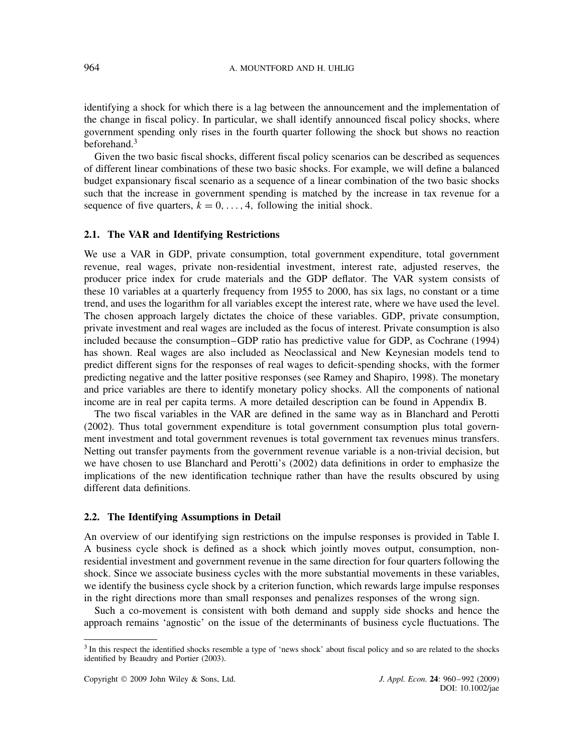identifying a shock for which there is a lag between the announcement and the implementation of the change in fiscal policy. In particular, we shall identify announced fiscal policy shocks, where government spending only rises in the fourth quarter following the shock but shows no reaction beforehand.[3]

Given the two basic fiscal shocks, different fiscal policy scenarios can be described as sequences of different linear combinations of these two basic shocks. For example, we will define a balanced budget expansionary fiscal scenario as a sequence of a linear combination of the two basic shocks such that the increase in government spending is matched by the increase in tax revenue for a sequence of five quarters, $k = 0, \ldots, 4$, following the initial shock.

### 2.1. The VAR and Identifying Restrictions

We use a VAR in GDP, private consumption, total government expenditure, total government revenue, real wages, private non-residential investment, interest rate, adjusted reserves, the producer price index for crude materials and the GDP deflator. The VAR system consists of these 10 variables at a quarterly frequency from 1955 to 2000, has six lags, no constant or a time trend, and uses the logarithm for all variables except the interest rate, where we have used the level. The chosen approach largely dictates the choice of these variables. GDP, private consumption, private investment and real wages are included as the focus of interest. Private consumption is also included because the consumption–GDP ratio has predictive value for GDP, as Cochrane (1994) has shown. Real wages are also included as Neoclassical and New Keynesian models tend to predict different signs for the responses of real wages to deficit-spending shocks, with the former predicting negative and the latter positive responses (see Ramey and Shapiro, 1998). The monetary and price variables are there to identify monetary policy shocks. All the components of national income are in real per capita terms. A more detailed description can be found in Appendix B.

The two fiscal variables in the VAR are defined in the same way as in Blanchard and Perotti (2002). Thus total government expenditure is total government consumption plus total government investment and total government revenues is total government tax revenues minus transfers. Netting out transfer payments from the government revenue variable is a non-trivial decision, but we have chosen to use Blanchard and Perotti's (2002) data definitions in order to emphasize the implications of the new identification technique rather than have the results obscured by using different data definitions.

### 2.2. The Identifying Assumptions in Detail

An overview of our identifying sign restrictions on the impulse responses is provided in Table I. A business cycle shock is defined as a shock which jointly moves output, consumption, non-residential investment and government revenue in the same direction for four quarters following the shock. Since we associate business cycles with the more substantial movements in these variables, we identify the business cycle shock by a criterion function, which rewards large impulse responses in the right directions more than small responses and penalizes responses of the wrong sign.

Such a co-movement is consistent with both demand and supply side shocks and hence the approach remains 'agnostic' on the issue of the determinants of business cycle fluctuations. The

[3] In this respect the identified shocks resemble a type of 'news shock' about fiscal policy and so are related to the shocks identified by Beaudry and Portier (2003).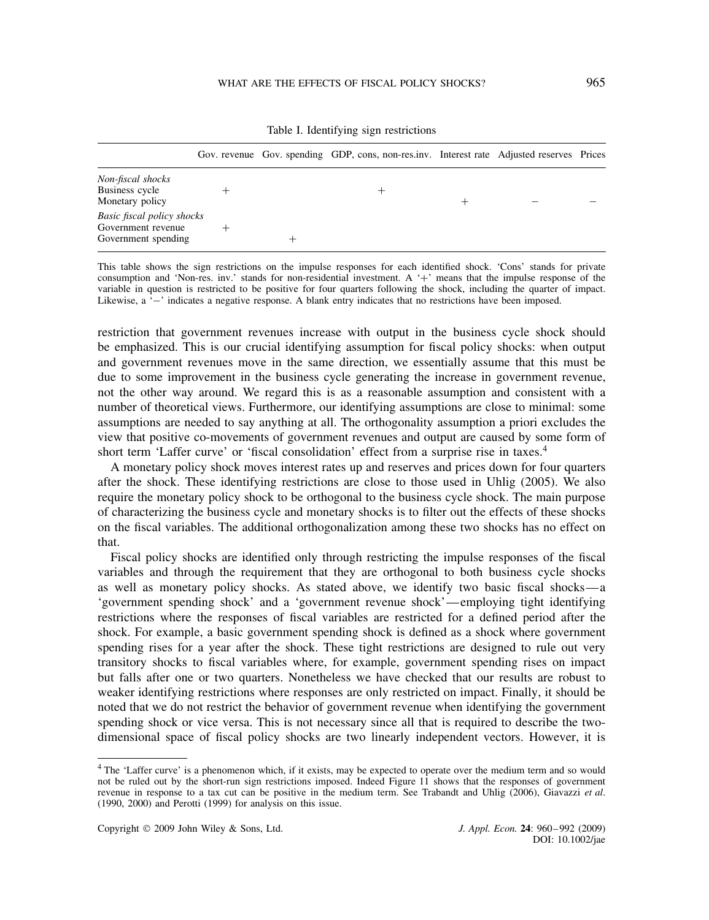Table I. Identifying sign restrictions

| | Gov. revenue | Gov. spending | GDP, cons, non-res.inv. | Interest rate | Adjusted reserves | Prices |
|---|---|---|---|---|---|---|
| *Non-fiscal shocks* | | | | | | |
| Business cycle | + | | + | | | |
| Monetary policy | | | | + | − | − |
| *Basic fiscal policy shocks* | | | | | | |
| Government revenue | + | | | | | |
| Government spending | | + | | | | |

This table shows the sign restrictions on the impulse responses for each identified shock. 'Cons' stands for private consumption and 'Non-res. inv.' stands for non-residential investment. A '+' means that the impulse response of the variable in question is restricted to be positive for four quarters following the shock, including the quarter of impact. Likewise, a '−' indicates a negative response. A blank entry indicates that no restrictions have been imposed.

restriction that government revenues increase with output in the business cycle shock should be emphasized. This is our crucial identifying assumption for fiscal policy shocks: when output and government revenues move in the same direction, we essentially assume that this must be due to some improvement in the business cycle generating the increase in government revenue, not the other way around. We regard this is as a reasonable assumption and consistent with a number of theoretical views. Furthermore, our identifying assumptions are close to minimal: some assumptions are needed to say anything at all. The orthogonality assumption a priori excludes the view that positive co-movements of government revenues and output are caused by some form of short term 'Laffer curve' or 'fiscal consolidation' effect from a surprise rise in taxes.[4]

A monetary policy shock moves interest rates up and reserves and prices down for four quarters after the shock. These identifying restrictions are close to those used in Uhlig (2005). We also require the monetary policy shock to be orthogonal to the business cycle shock. The main purpose of characterizing the business cycle and monetary shocks is to filter out the effects of these shocks on the fiscal variables. The additional orthogonalization among these two shocks has no effect on that.

Fiscal policy shocks are identified only through restricting the impulse responses of the fiscal variables and through the requirement that they are orthogonal to both business cycle shocks as well as monetary policy shocks. As stated above, we identify two basic fiscal shocks—a 'government spending shock' and a 'government revenue shock'—employing tight identifying restrictions where the responses of fiscal variables are restricted for a defined period after the shock. For example, a basic government spending shock is defined as a shock where government spending rises for a year after the shock. These tight restrictions are designed to rule out very transitory shocks to fiscal variables where, for example, government spending rises on impact but falls after one or two quarters. Nonetheless we have checked that our results are robust to weaker identifying restrictions where responses are only restricted on impact. Finally, it should be noted that we do not restrict the behavior of government revenue when identifying the government spending shock or vice versa. This is not necessary since all that is required to describe the two-dimensional space of fiscal policy shocks are two linearly independent vectors. However, it is

[4] The 'Laffer curve' is a phenomenon which, if it exists, may be expected to operate over the medium term and so would not be ruled out by the short-run sign restrictions imposed. Indeed Figure 11 shows that the responses of government revenue in response to a tax cut can be positive in the medium term. See Trabandt and Uhlig (2006), Giavazzi *et al*. (1990, 2000) and Perotti (1999) for analysis on this issue.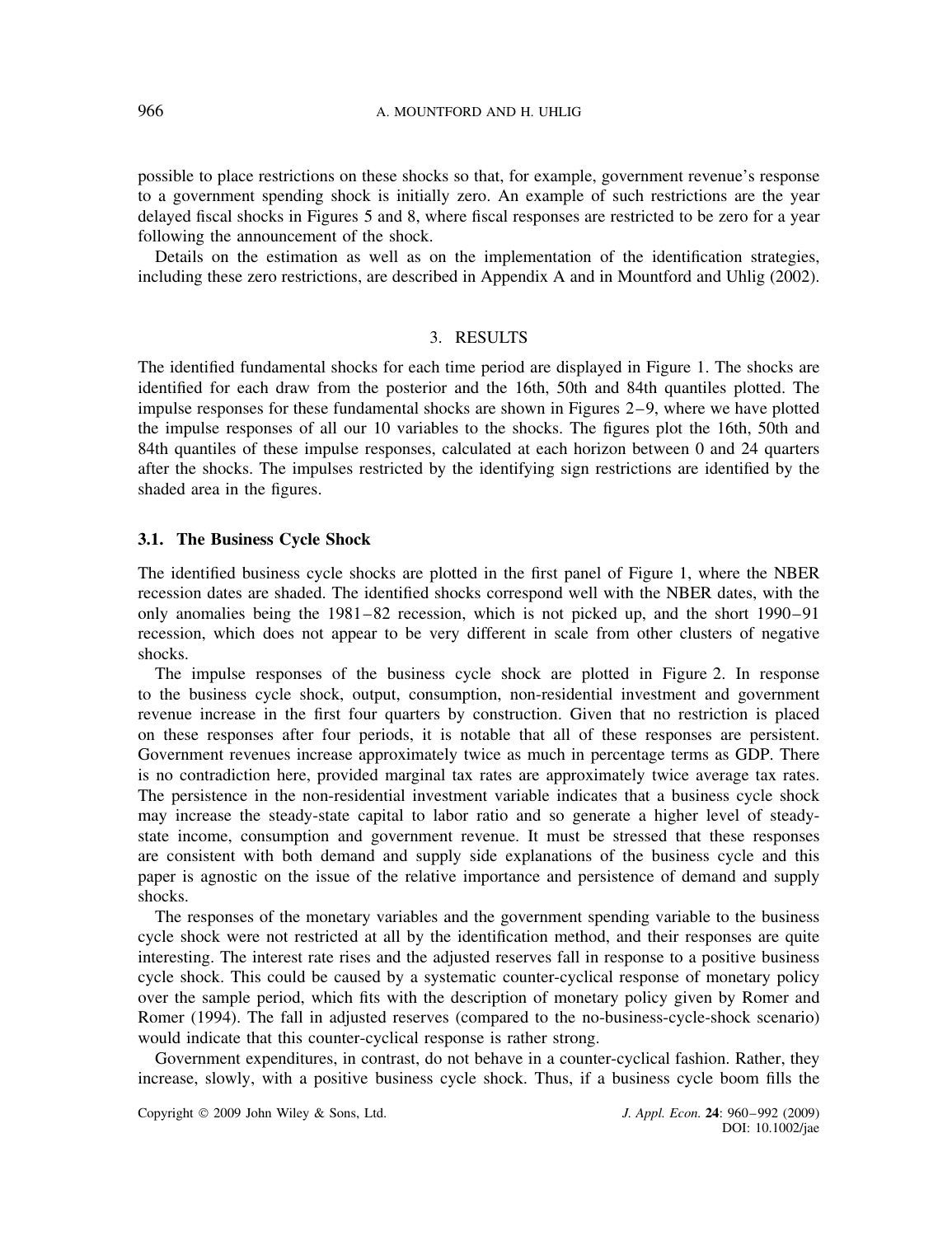possible to place restrictions on these shocks so that, for example, government revenue's response to a government spending shock is initially zero. An example of such restrictions are the year delayed fiscal shocks in Figures 5 and 8, where fiscal responses are restricted to be zero for a year following the announcement of the shock.

Details on the estimation as well as on the implementation of the identification strategies, including these zero restrictions, are described in Appendix A and in Mountford and Uhlig (2002).

## 3. RESULTS

The identified fundamental shocks for each time period are displayed in Figure 1. The shocks are identified for each draw from the posterior and the 16th, 50th and 84th quantiles plotted. The impulse responses for these fundamental shocks are shown in Figures 2–9, where we have plotted the impulse responses of all our 10 variables to the shocks. The figures plot the 16th, 50th and 84th quantiles of these impulse responses, calculated at each horizon between 0 and 24 quarters after the shocks. The impulses restricted by the identifying sign restrictions are identified by the shaded area in the figures.

### 3.1. The Business Cycle Shock

The identified business cycle shocks are plotted in the first panel of Figure 1, where the NBER recession dates are shaded. The identified shocks correspond well with the NBER dates, with the only anomalies being the 1981–82 recession, which is not picked up, and the short 1990–91 recession, which does not appear to be very different in scale from other clusters of negative shocks.

The impulse responses of the business cycle shock are plotted in Figure 2. In response to the business cycle shock, output, consumption, non-residential investment and government revenue increase in the first four quarters by construction. Given that no restriction is placed on these responses after four periods, it is notable that all of these responses are persistent. Government revenues increase approximately twice as much in percentage terms as GDP. There is no contradiction here, provided marginal tax rates are approximately twice average tax rates. The persistence in the non-residential investment variable indicates that a business cycle shock may increase the steady-state capital to labor ratio and so generate a higher level of steady-state income, consumption and government revenue. It must be stressed that these responses are consistent with both demand and supply side explanations of the business cycle and this paper is agnostic on the issue of the relative importance and persistence of demand and supply shocks.

The responses of the monetary variables and the government spending variable to the business cycle shock were not restricted at all by the identification method, and their responses are quite interesting. The interest rate rises and the adjusted reserves fall in response to a positive business cycle shock. This could be caused by a systematic counter-cyclical response of monetary policy over the sample period, which fits with the description of monetary policy given by Romer and Romer (1994). The fall in adjusted reserves (compared to the no-business-cycle-shock scenario) would indicate that this counter-cyclical response is rather strong.

Government expenditures, in contrast, do not behave in a counter-cyclical fashion. Rather, they increase, slowly, with a positive business cycle shock. Thus, if a business cycle boom fills the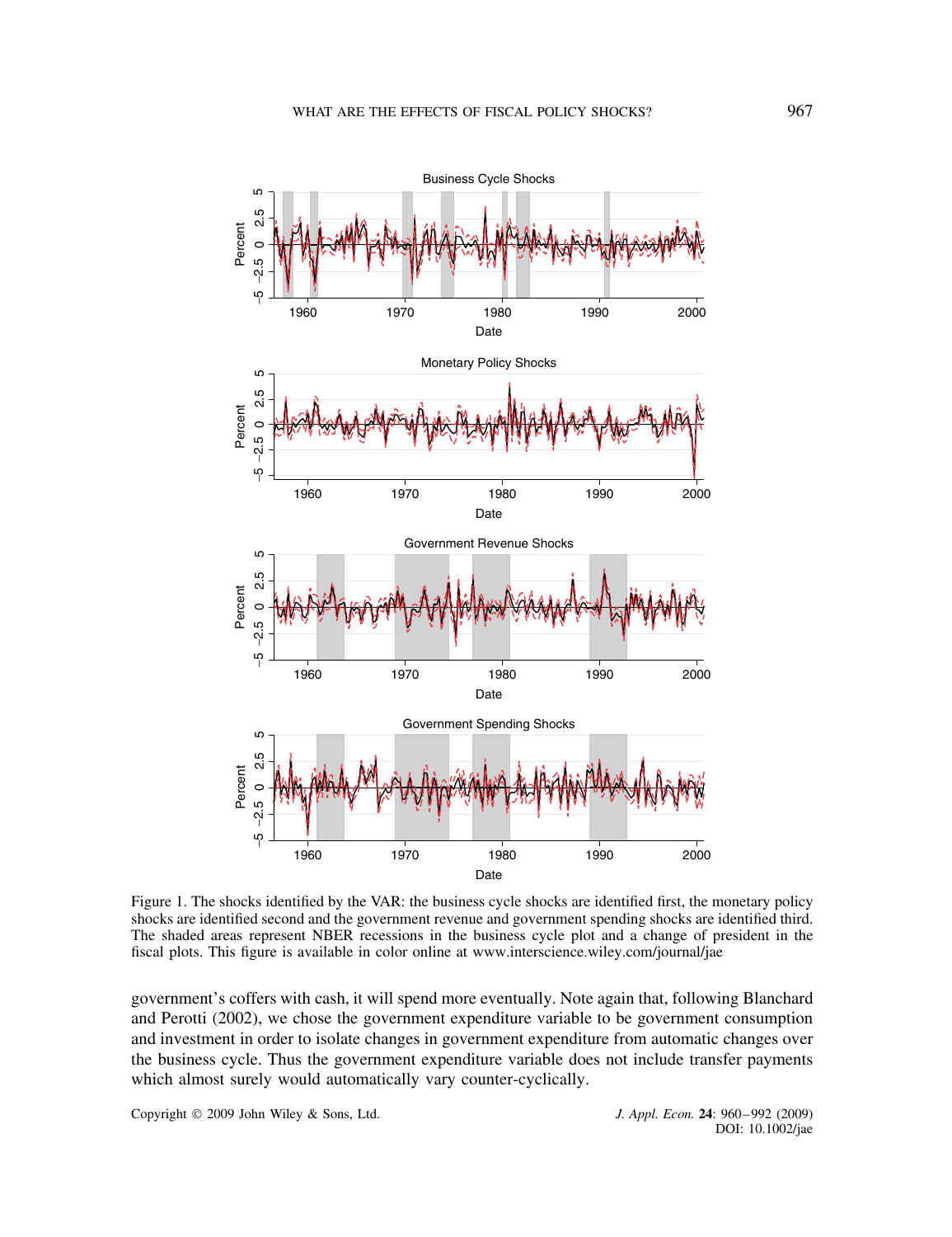Figure 1. The shocks identified by the VAR: the business cycle shocks are identified first, the monetary policy shocks are identified second and the government revenue and government spending shocks are identified third. The shaded areas represent NBER recessions in the business cycle plot and a change of president in the fiscal plots. This figure is available in color online at www.interscience.wiley.com/journal/jae

government's coffers with cash, it will spend more eventually. Note again that, following Blanchard and Perotti (2002), we chose the government expenditure variable to be government consumption and investment in order to isolate changes in government expenditure from automatic changes over the business cycle. Thus the government expenditure variable does not include transfer payments which almost surely would automatically vary counter-cyclically.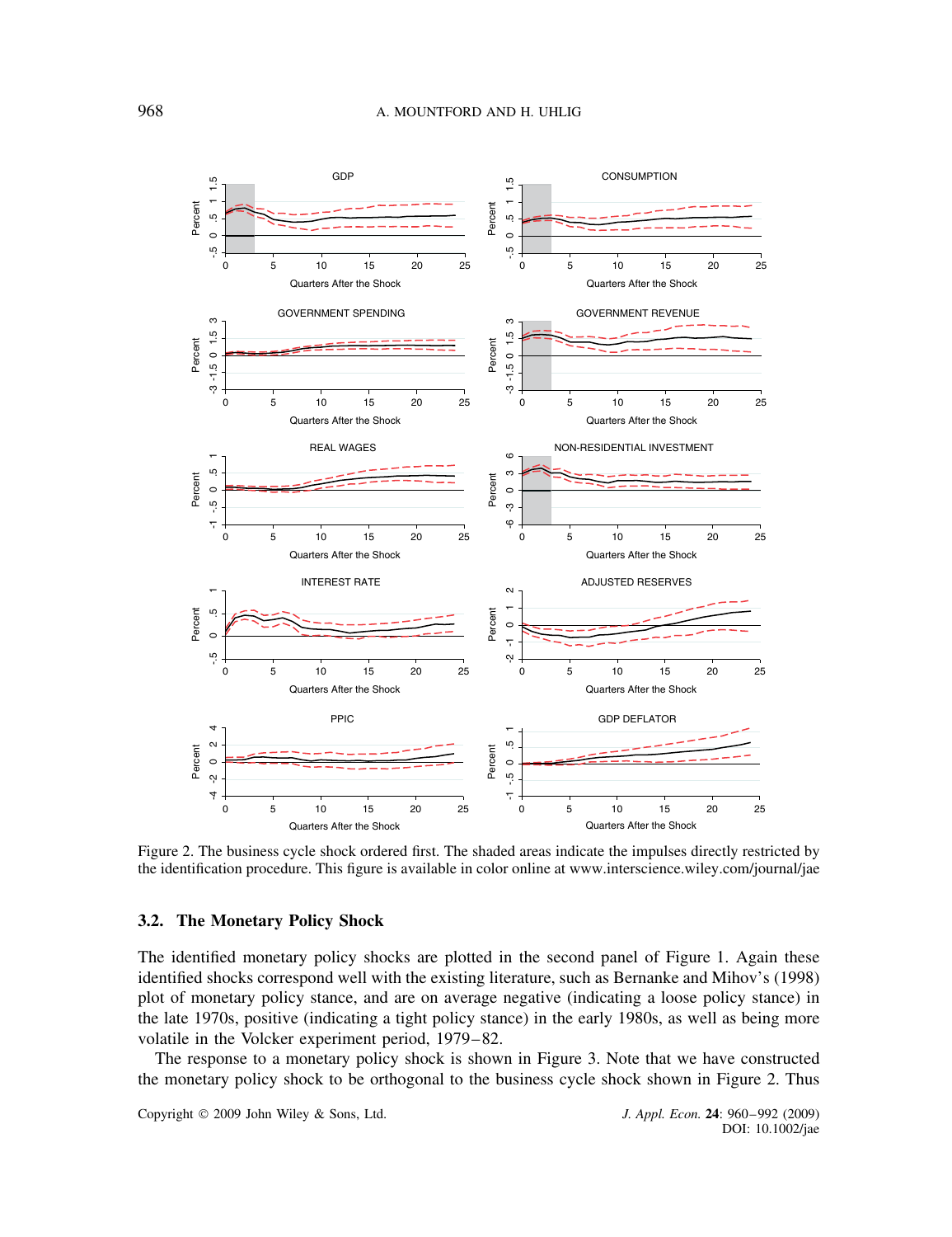Figure 2. The business cycle shock ordered first. The shaded areas indicate the impulses directly restricted by the identification procedure. This figure is available in color online at www.interscience.wiley.com/journal/jae

### 3.2. The Monetary Policy Shock

The identified monetary policy shocks are plotted in the second panel of Figure 1. Again these identified shocks correspond well with the existing literature, such as Bernanke and Mihov's (1998) plot of monetary policy stance, and are on average negative (indicating a loose policy stance) in the late 1970s, positive (indicating a tight policy stance) in the early 1980s, as well as being more volatile in the Volcker experiment period, 1979–82.

The response to a monetary policy shock is shown in Figure 3. Note that we have constructed the monetary policy shock to be orthogonal to the business cycle shock shown in Figure 2. Thus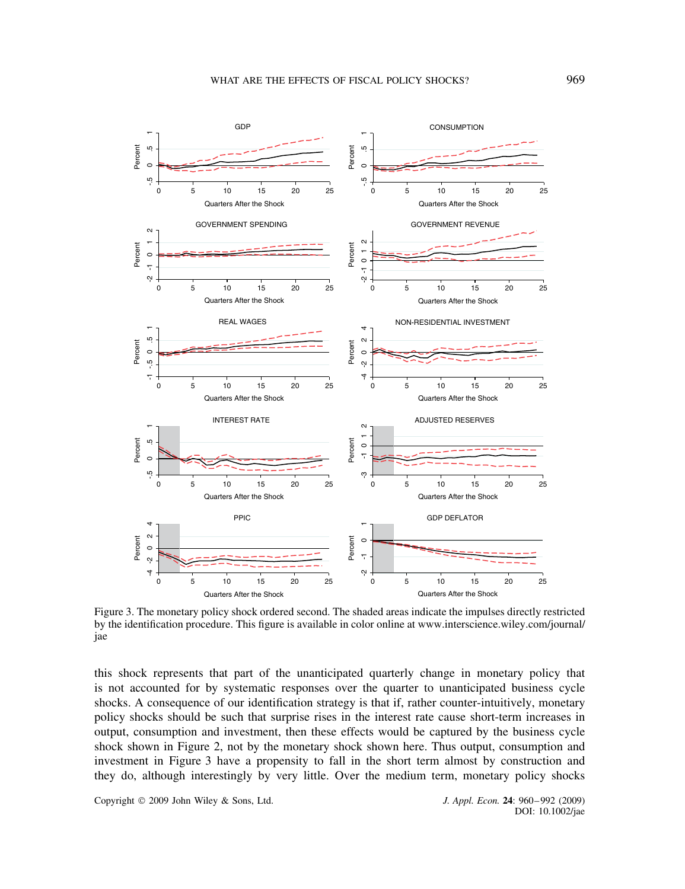Figure 3. The monetary policy shock ordered second. The shaded areas indicate the impulses directly restricted by the identification procedure. This figure is available in color online at www.interscience.wiley.com/journal/jae

this shock represents that part of the unanticipated quarterly change in monetary policy that is not accounted for by systematic responses over the quarter to unanticipated business cycle shocks. A consequence of our identification strategy is that if, rather counter-intuitively, monetary policy shocks should be such that surprise rises in the interest rate cause short-term increases in output, consumption and investment, then these effects would be captured by the business cycle shock shown in Figure 2, not by the monetary shock shown here. Thus output, consumption and investment in Figure 3 have a propensity to fall in the short term almost by construction and they do, although interestingly by very little. Over the medium term, monetary policy shocks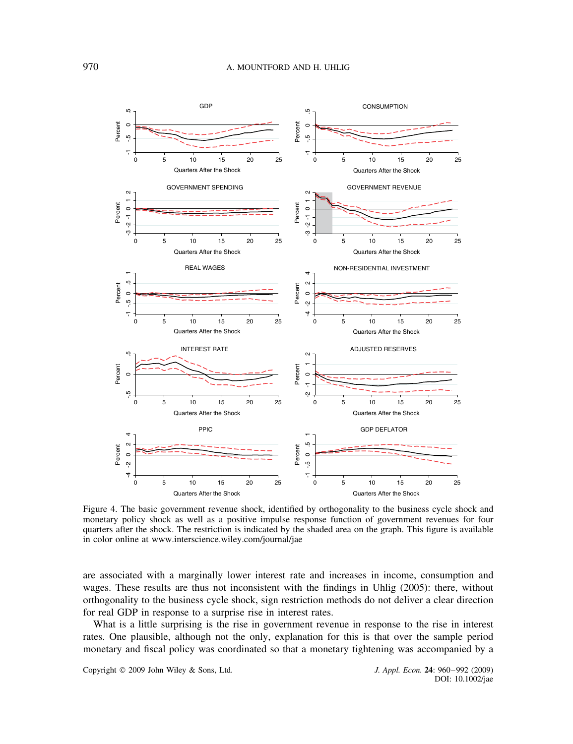Figure 4. The basic government revenue shock, identified by orthogonality to the business cycle shock and monetary policy shock as well as a positive impulse response function of government revenues for four quarters after the shock. The restriction is indicated by the shaded area on the graph. This figure is available in color online at www.interscience.wiley.com/journal/jae

are associated with a marginally lower interest rate and increases in income, consumption and wages. These results are thus not inconsistent with the findings in Uhlig (2005): there, without orthogonality to the business cycle shock, sign restriction methods do not deliver a clear direction for real GDP in response to a surprise rise in interest rates.

What is a little surprising is the rise in government revenue in response to the rise in interest rates. One plausible, although not the only, explanation for this is that over the sample period monetary and fiscal policy was coordinated so that a monetary tightening was accompanied by a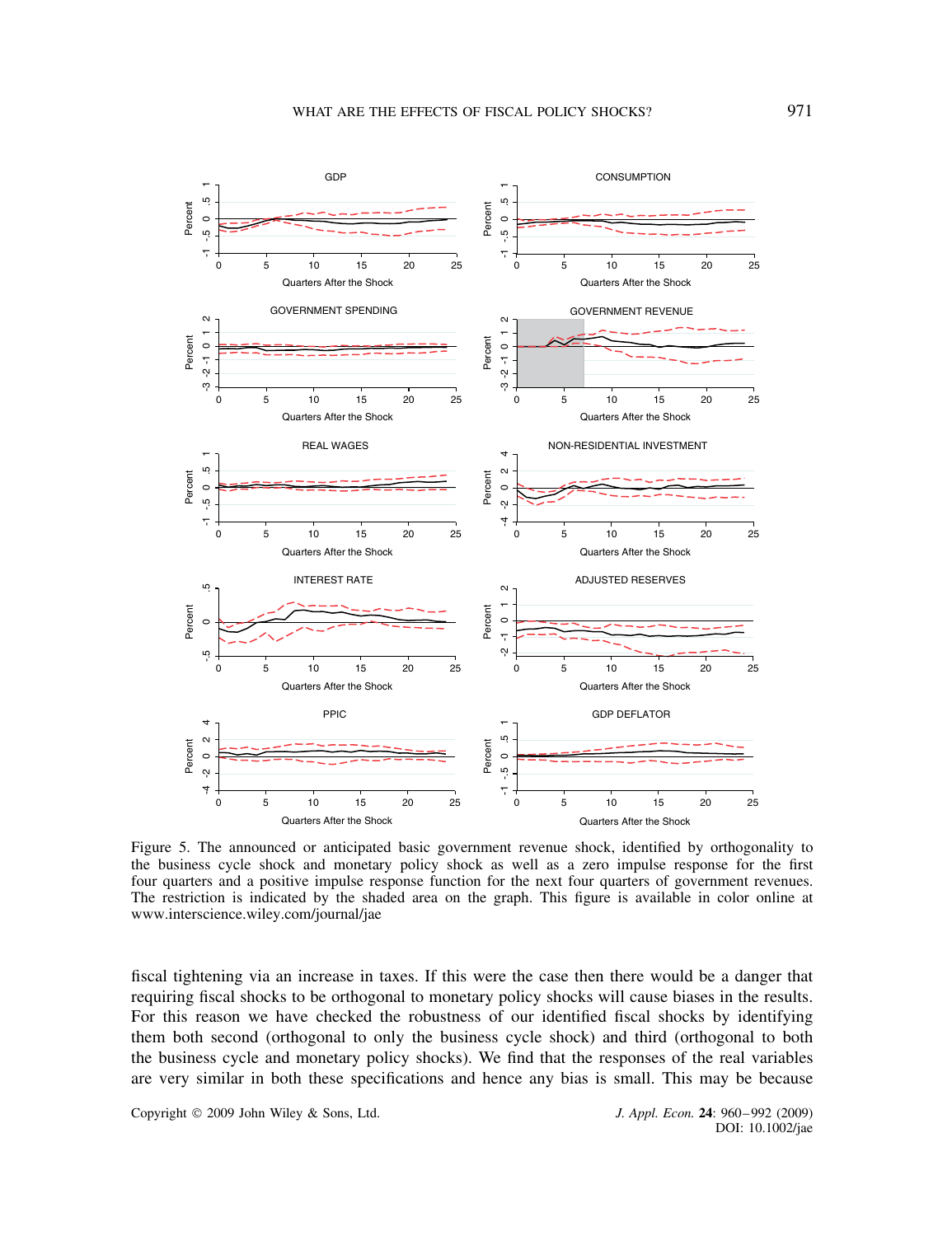Figure 5. The announced or anticipated basic government revenue shock, identified by orthogonality to the business cycle shock and monetary policy shock as well as a zero impulse response for the first four quarters and a positive impulse response function for the next four quarters of government revenues. The restriction is indicated by the shaded area on the graph. This figure is available in color online at www.interscience.wiley.com/journal/jae

fiscal tightening via an increase in taxes. If this were the case then there would be a danger that requiring fiscal shocks to be orthogonal to monetary policy shocks will cause biases in the results. For this reason we have checked the robustness of our identified fiscal shocks by identifying them both second (orthogonal to only the business cycle shock) and third (orthogonal to both the business cycle and monetary policy shocks). We find that the responses of the real variables are very similar in both these specifications and hence any bias is small. This may be because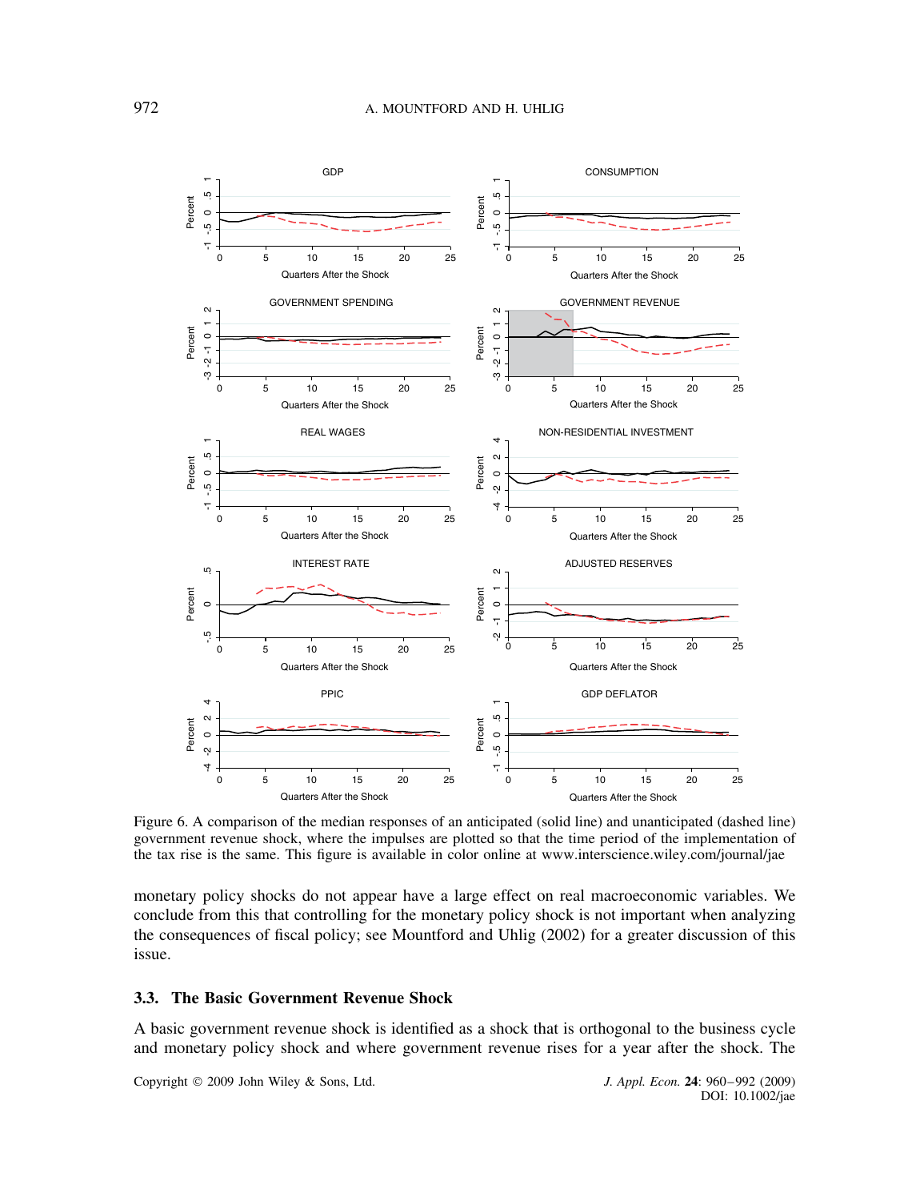Figure 6. A comparison of the median responses of an anticipated (solid line) and unanticipated (dashed line) government revenue shock, where the impulses are plotted so that the time period of the implementation of the tax rise is the same. This figure is available in color online at www.interscience.wiley.com/journal/jae

monetary policy shocks do not appear have a large effect on real macroeconomic variables. We conclude from this that controlling for the monetary policy shock is not important when analyzing the consequences of fiscal policy; see Mountford and Uhlig (2002) for a greater discussion of this issue.

### 3.3. The Basic Government Revenue Shock

A basic government revenue shock is identified as a shock that is orthogonal to the business cycle and monetary policy shock and where government revenue rises for a year after the shock. The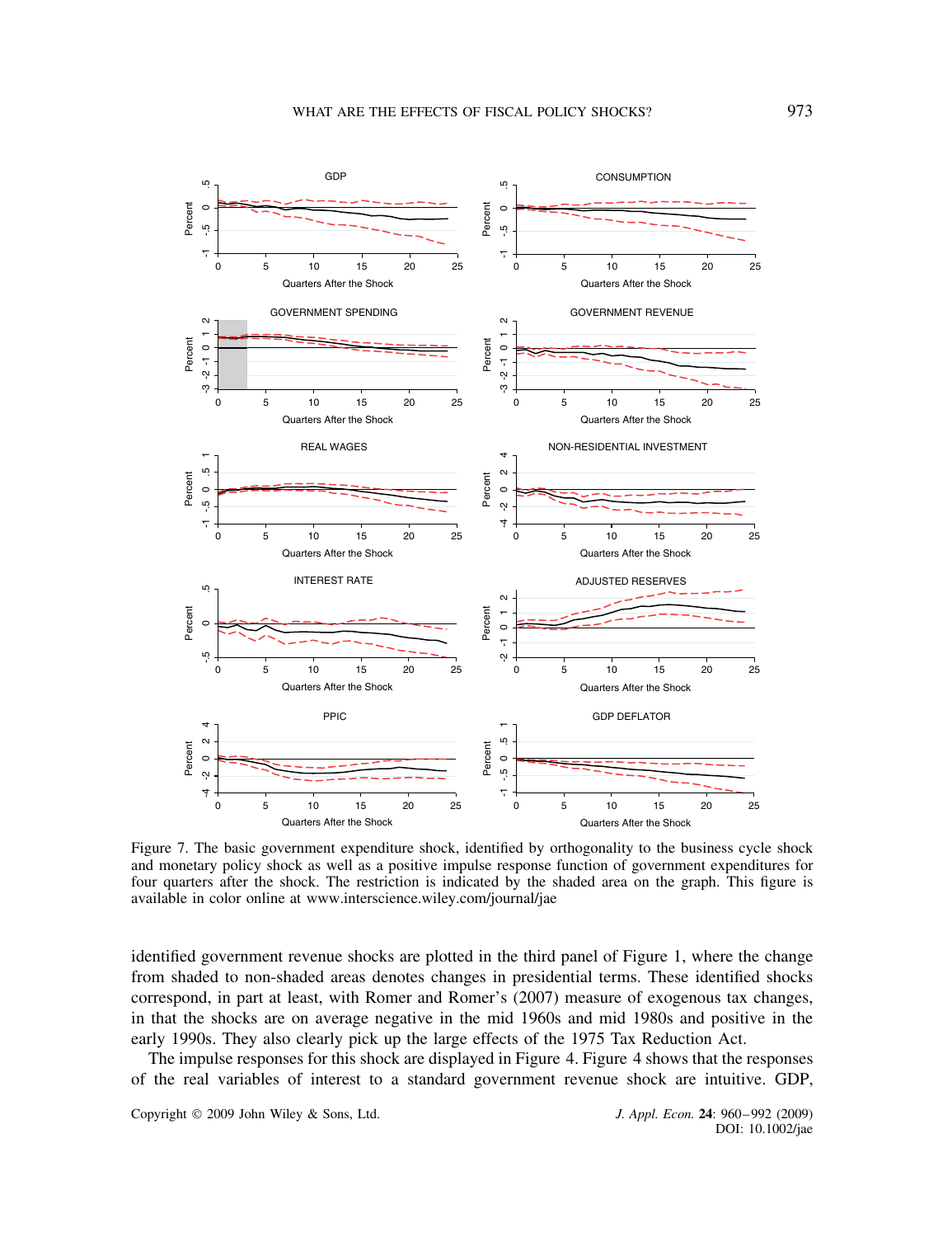Figure 7. The basic government expenditure shock, identified by orthogonality to the business cycle shock and monetary policy shock as well as a positive impulse response function of government expenditures for four quarters after the shock. The restriction is indicated by the shaded area on the graph. This figure is available in color online at www.interscience.wiley.com/journal/jae

identified government revenue shocks are plotted in the third panel of Figure 1, where the change from shaded to non-shaded areas denotes changes in presidential terms. These identified shocks correspond, in part at least, with Romer and Romer's (2007) measure of exogenous tax changes, in that the shocks are on average negative in the mid 1960s and mid 1980s and positive in the early 1990s. They also clearly pick up the large effects of the 1975 Tax Reduction Act.

The impulse responses for this shock are displayed in Figure 4. Figure 4 shows that the responses of the real variables of interest to a standard government revenue shock are intuitive. GDP,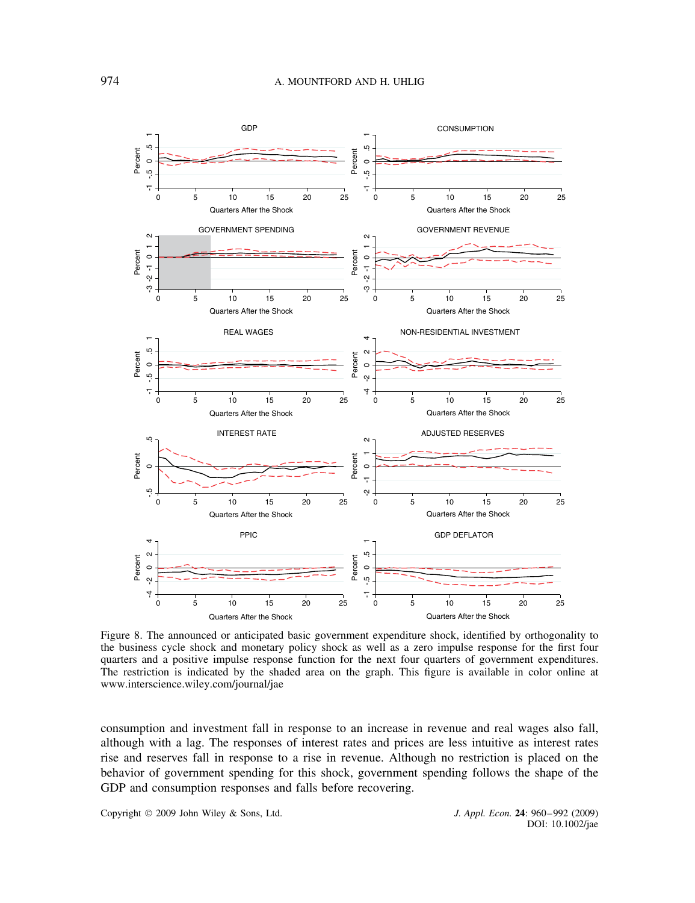Figure 8. The announced or anticipated basic government expenditure shock, identified by orthogonality to the business cycle shock and monetary policy shock as well as a zero impulse response for the first four quarters and a positive impulse response function for the next four quarters of government expenditures. The restriction is indicated by the shaded area on the graph. This figure is available in color online at www.interscience.wiley.com/journal/jae

consumption and investment fall in response to an increase in revenue and real wages also fall, although with a lag. The responses of interest rates and prices are less intuitive as interest rates rise and reserves fall in response to a rise in revenue. Although no restriction is placed on the behavior of government spending for this shock, government spending follows the shape of the GDP and consumption responses and falls before recovering.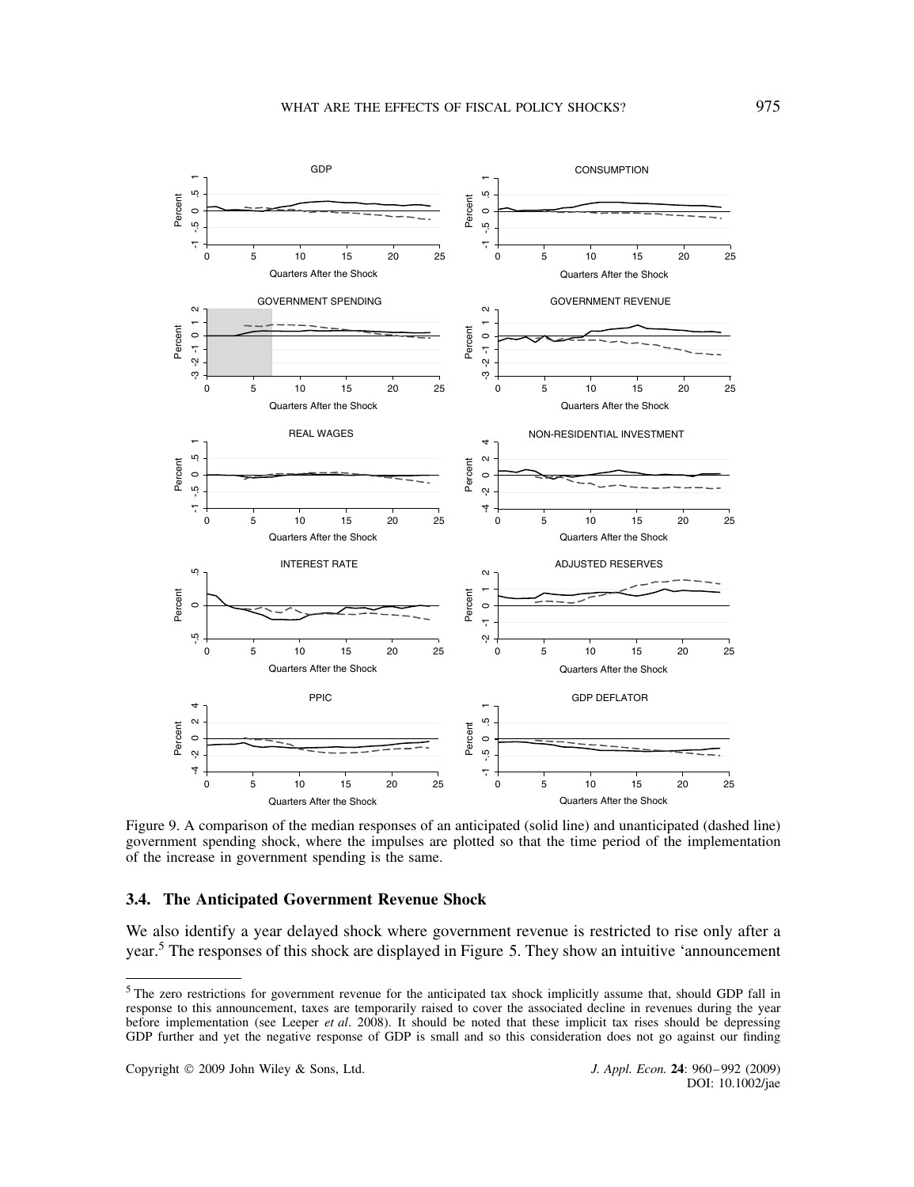Figure 9. A comparison of the median responses of an anticipated (solid line) and unanticipated (dashed line) government spending shock, where the impulses are plotted so that the time period of the implementation of the increase in government spending is the same.

### 3.4. The Anticipated Government Revenue Shock

We also identify a year delayed shock where government revenue is restricted to rise only after a year.[5] The responses of this shock are displayed in Figure 5. They show an intuitive 'announcement

[5] The zero restrictions for government revenue for the anticipated tax shock implicitly assume that, should GDP fall in response to this announcement, taxes are temporarily raised to cover the associated decline in revenues during the year before implementation (see Leeper *et al*. 2008). It should be noted that these implicit tax rises should be depressing GDP further and yet the negative response of GDP is small and so this consideration does not go against our finding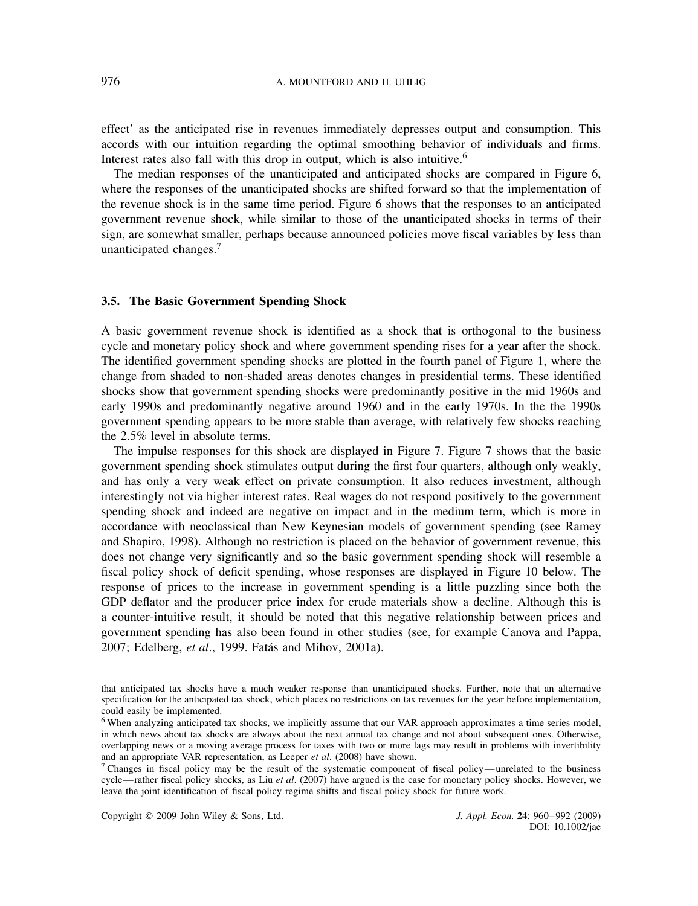effect' as the anticipated rise in revenues immediately depresses output and consumption. This accords with our intuition regarding the optimal smoothing behavior of individuals and firms. Interest rates also fall with this drop in output, which is also intuitive.[6]

The median responses of the unanticipated and anticipated shocks are compared in Figure 6, where the responses of the unanticipated shocks are shifted forward so that the implementation of the revenue shock is in the same time period. Figure 6 shows that the responses to an anticipated government revenue shock, while similar to those of the unanticipated shocks in terms of their sign, are somewhat smaller, perhaps because announced policies move fiscal variables by less than unanticipated changes.[7]

### 3.5. The Basic Government Spending Shock

A basic government revenue shock is identified as a shock that is orthogonal to the business cycle and monetary policy shock and where government spending rises for a year after the shock. The identified government spending shocks are plotted in the fourth panel of Figure 1, where the change from shaded to non-shaded areas denotes changes in presidential terms. These identified shocks show that government spending shocks were predominantly positive in the mid 1960s and early 1990s and predominantly negative around 1960 and in the early 1970s. In the the 1990s government spending appears to be more stable than average, with relatively few shocks reaching the 2.5% level in absolute terms.

The impulse responses for this shock are displayed in Figure 7. Figure 7 shows that the basic government spending shock stimulates output during the first four quarters, although only weakly, and has only a very weak effect on private consumption. It also reduces investment, although interestingly not via higher interest rates. Real wages do not respond positively to the government spending shock and indeed are negative on impact and in the medium term, which is more in accordance with neoclassical than New Keynesian models of government spending (see Ramey and Shapiro, 1998). Although no restriction is placed on the behavior of government revenue, this does not change very significantly and so the basic government spending shock will resemble a fiscal policy shock of deficit spending, whose responses are displayed in Figure 10 below. The response of prices to the increase in government spending is a little puzzling since both the GDP deflator and the producer price index for crude materials show a decline. Although this is a counter-intuitive result, it should be noted that this negative relationship between prices and government spending has also been found in other studies (see, for example Canova and Pappa, 2007; Edelberg, *et al*., 1999. Fatás and Mihov, 2001a).

---

that anticipated tax shocks have a much weaker response than unanticipated shocks. Further, note that an alternative specification for the anticipated tax shock, which places no restrictions on tax revenues for the year before implementation, could easily be implemented.

[6] When analyzing anticipated tax shocks, we implicitly assume that our VAR approach approximates a time series model, in which news about tax shocks are always about the next annual tax change and not about subsequent ones. Otherwise, overlapping news or a moving average process for taxes with two or more lags may result in problems with invertibility and an appropriate VAR representation, as Leeper *et al*. (2008) have shown.

[7] Changes in fiscal policy may be the result of the systematic component of fiscal policy—unrelated to the business cycle—rather fiscal policy shocks, as Liu *et al*. (2007) have argued is the case for monetary policy shocks. However, we leave the joint identification of fiscal policy regime shifts and fiscal policy shock for future work.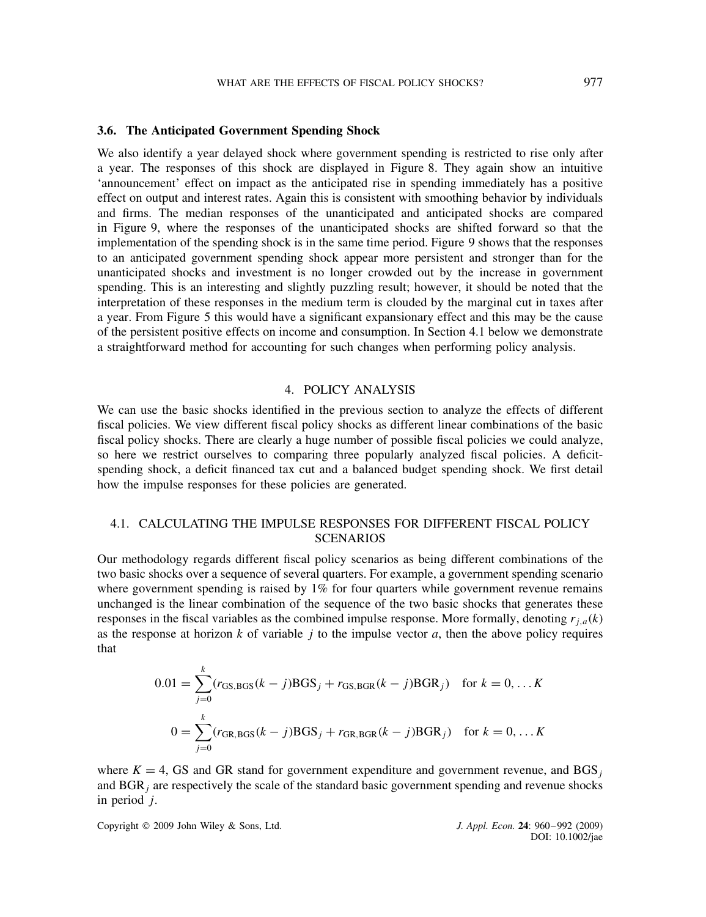### 3.6. The Anticipated Government Spending Shock

We also identify a year delayed shock where government spending is restricted to rise only after a year. The responses of this shock are displayed in Figure 8. They again show an intuitive 'announcement' effect on impact as the anticipated rise in spending immediately has a positive effect on output and interest rates. Again this is consistent with smoothing behavior by individuals and firms. The median responses of the unanticipated and anticipated shocks are compared in Figure 9, where the responses of the unanticipated shocks are shifted forward so that the implementation of the spending shock is in the same time period. Figure 9 shows that the responses to an anticipated government spending shock appear more persistent and stronger than for the unanticipated shocks and investment is no longer crowded out by the increase in government spending. This is an interesting and slightly puzzling result; however, it should be noted that the interpretation of these responses in the medium term is clouded by the marginal cut in taxes after a year. From Figure 5 this would have a significant expansionary effect and this may be the cause of the persistent positive effects on income and consumption. In Section 4.1 below we demonstrate a straightforward method for accounting for such changes when performing policy analysis.

## 4. POLICY ANALYSIS

We can use the basic shocks identified in the previous section to analyze the effects of different fiscal policies. We view different fiscal policy shocks as different linear combinations of the basic fiscal policy shocks. There are clearly a huge number of possible fiscal policies we could analyze, so here we restrict ourselves to comparing three popularly analyzed fiscal policies. A deficit-spending shock, a deficit financed tax cut and a balanced budget spending shock. We first detail how the impulse responses for these policies are generated.

### 4.1. CALCULATING THE IMPULSE RESPONSES FOR DIFFERENT FISCAL POLICY SCENARIOS

Our methodology regards different fiscal policy scenarios as being different combinations of the two basic shocks over a sequence of several quarters. For example, a government spending scenario where government spending is raised by 1% for four quarters while government revenue remains unchanged is the linear combination of the sequence of the two basic shocks that generates these responses in the fiscal variables as the combined impulse response. More formally, denoting $r_{j,a}(k)$ as the response at horizon $k$ of variable $j$ to the impulse vector $a$, then the above policy requires that

$$0.01 = \sum_{j=0}^{k} (r_{\text{GS,BGS}}(k-j)\text{BGS}_j + r_{\text{GS,BGR}}(k-j)\text{BGR}_j) \quad \text{for } k = 0, \ldots K$$

$$0 = \sum_{j=0}^{k} (r_{\text{GR,BGS}}(k-j)\text{BGS}_j + r_{\text{GR,BGR}}(k-j)\text{BGR}_j) \quad \text{for } k = 0, \ldots K$$

where $K = 4$, GS and GR stand for government expenditure and government revenue, and $\text{BGS}_j$ and $\text{BGR}_j$ are respectively the scale of the standard basic government spending and revenue shocks in period $j$.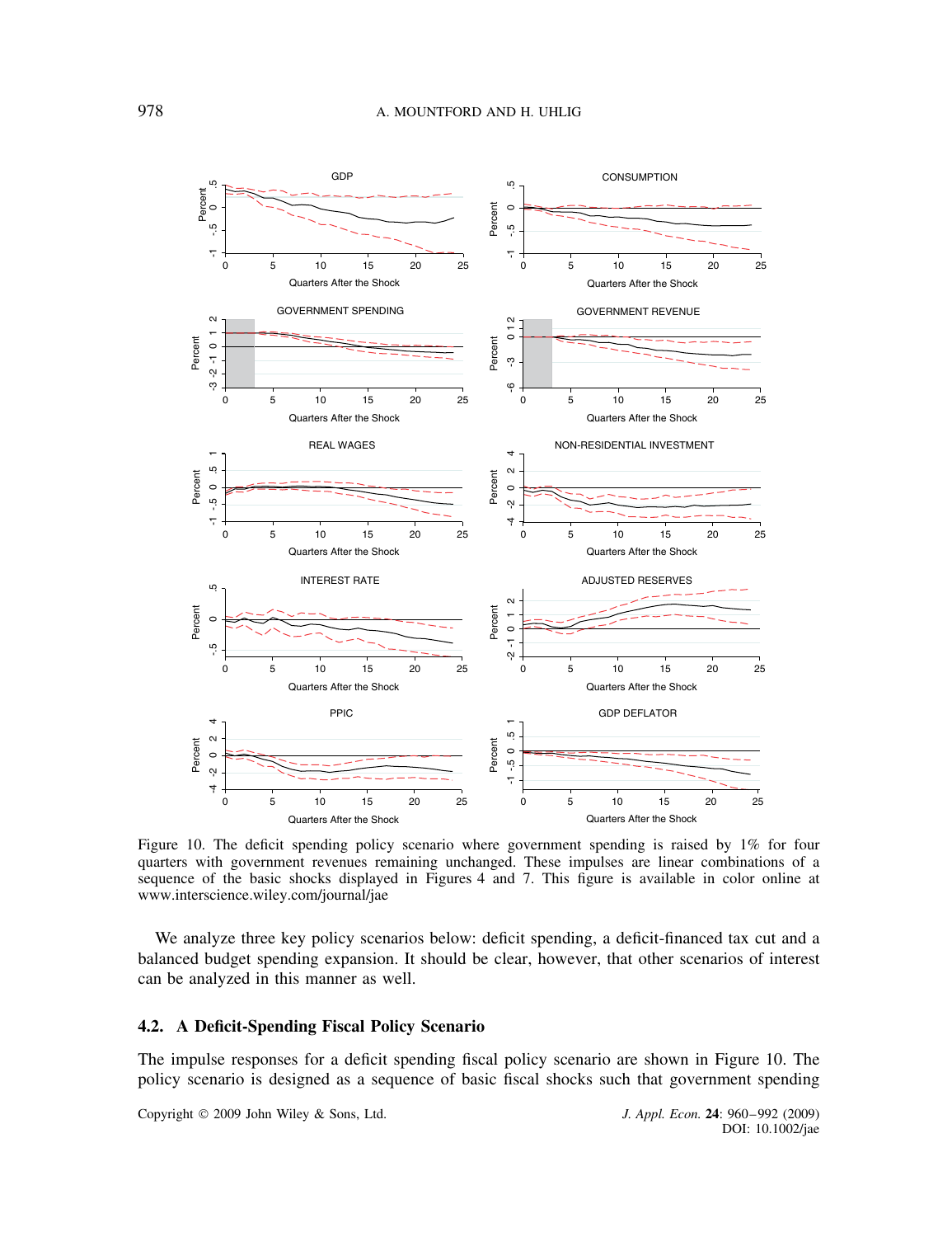Figure 10. The deficit spending policy scenario where government spending is raised by 1% for four quarters with government revenues remaining unchanged. These impulses are linear combinations of a sequence of the basic shocks displayed in Figures 4 and 7. This figure is available in color online at www.interscience.wiley.com/journal/jae

We analyze three key policy scenarios below: deficit spending, a deficit-financed tax cut and a balanced budget spending expansion. It should be clear, however, that other scenarios of interest can be analyzed in this manner as well.

### 4.2. A Deficit-Spending Fiscal Policy Scenario

The impulse responses for a deficit spending fiscal policy scenario are shown in Figure 10. The policy scenario is designed as a sequence of basic fiscal shocks such that government spending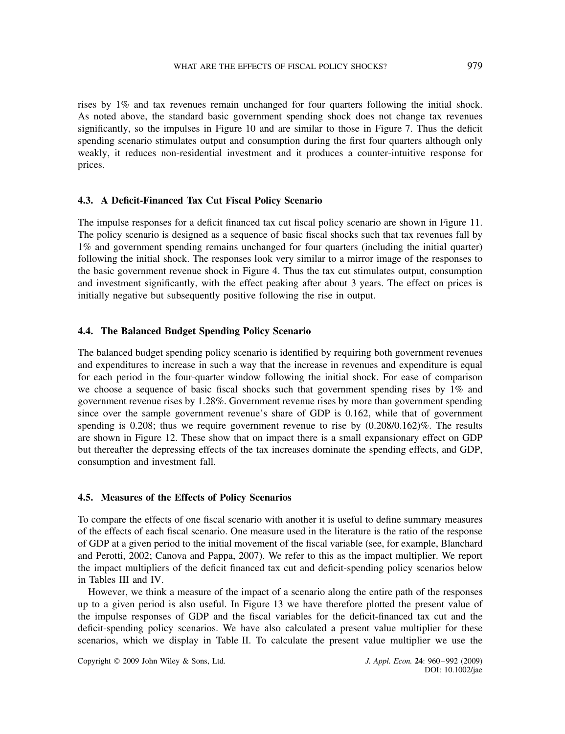rises by 1% and tax revenues remain unchanged for four quarters following the initial shock. As noted above, the standard basic government spending shock does not change tax revenues significantly, so the impulses in Figure 10 and are similar to those in Figure 7. Thus the deficit spending scenario stimulates output and consumption during the first four quarters although only weakly, it reduces non-residential investment and it produces a counter-intuitive response for prices.

### 4.3. A Deficit-Financed Tax Cut Fiscal Policy Scenario

The impulse responses for a deficit financed tax cut fiscal policy scenario are shown in Figure 11. The policy scenario is designed as a sequence of basic fiscal shocks such that tax revenues fall by 1% and government spending remains unchanged for four quarters (including the initial quarter) following the initial shock. The responses look very similar to a mirror image of the responses to the basic government revenue shock in Figure 4. Thus the tax cut stimulates output, consumption and investment significantly, with the effect peaking after about 3 years. The effect on prices is initially negative but subsequently positive following the rise in output.

### 4.4. The Balanced Budget Spending Policy Scenario

The balanced budget spending policy scenario is identified by requiring both government revenues and expenditures to increase in such a way that the increase in revenues and expenditure is equal for each period in the four-quarter window following the initial shock. For ease of comparison we choose a sequence of basic fiscal shocks such that government spending rises by 1% and government revenue rises by 1.28%. Government revenue rises by more than government spending since over the sample government revenue's share of GDP is 0.162, while that of government spending is 0.208; thus we require government revenue to rise by (0.208/0.162)%. The results are shown in Figure 12. These show that on impact there is a small expansionary effect on GDP but thereafter the depressing effects of the tax increases dominate the spending effects, and GDP, consumption and investment fall.

### 4.5. Measures of the Effects of Policy Scenarios

To compare the effects of one fiscal scenario with another it is useful to define summary measures of the effects of each fiscal scenario. One measure used in the literature is the ratio of the response of GDP at a given period to the initial movement of the fiscal variable (see, for example, Blanchard and Perotti, 2002; Canova and Pappa, 2007). We refer to this as the impact multiplier. We report the impact multipliers of the deficit financed tax cut and deficit-spending policy scenarios below in Tables III and IV.

However, we think a measure of the impact of a scenario along the entire path of the responses up to a given period is also useful. In Figure 13 we have therefore plotted the present value of the impulse responses of GDP and the fiscal variables for the deficit-financed tax cut and the deficit-spending policy scenarios. We have also calculated a present value multiplier for these scenarios, which we display in Table II. To calculate the present value multiplier we use the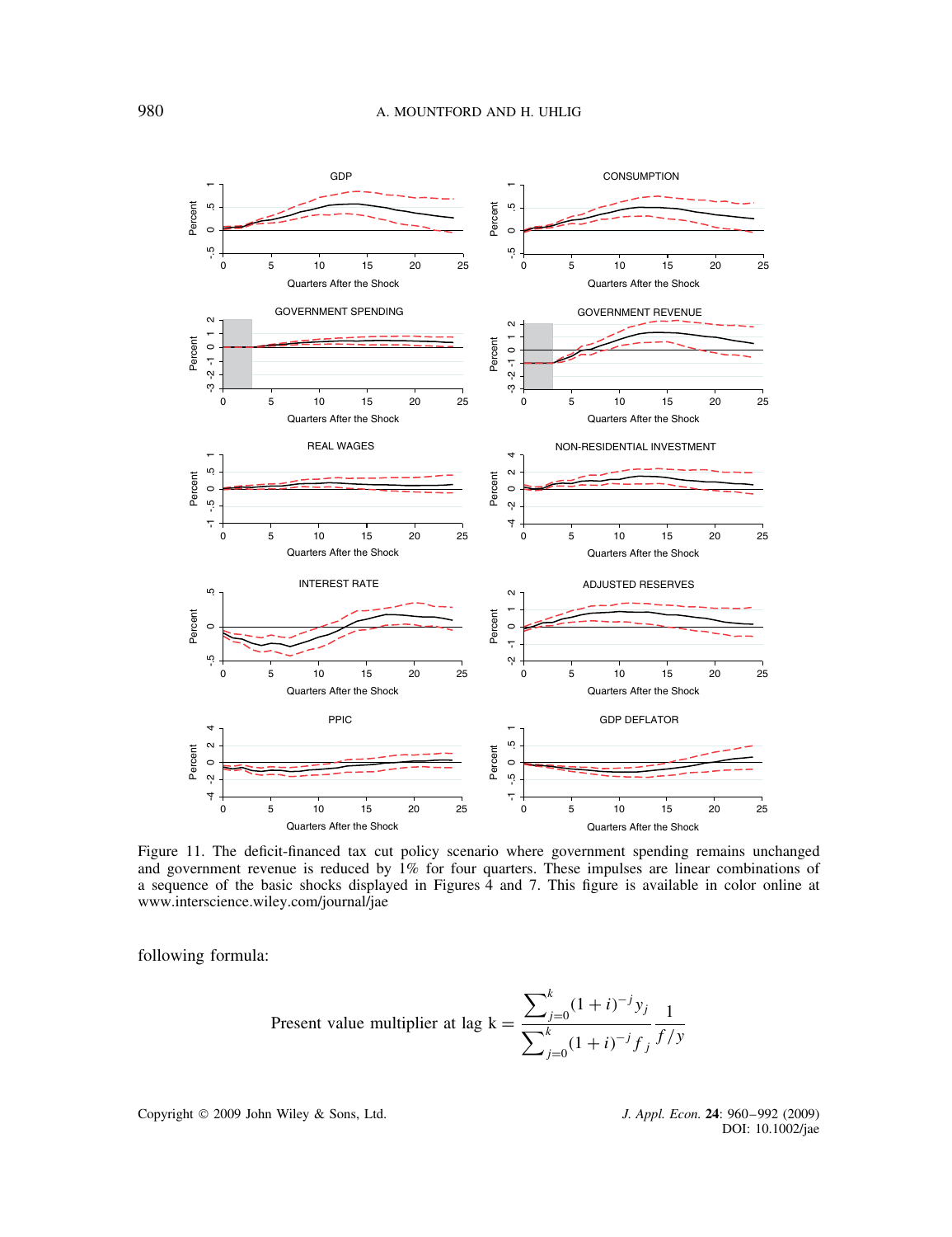Figure 11. The deficit-financed tax cut policy scenario where government spending remains unchanged and government revenue is reduced by 1% for four quarters. These impulses are linear combinations of a sequence of the basic shocks displayed in Figures 4 and 7. This figure is available in color online at www.interscience.wiley.com/journal/jae

following formula:

$$\text{Present value multiplier at lag k} = \frac{\sum_{j=0}^{k}(1+i)^{-j}y_j}{\sum_{j=0}^{k}(1+i)^{-j}f_j}\frac{1}{f/y}$$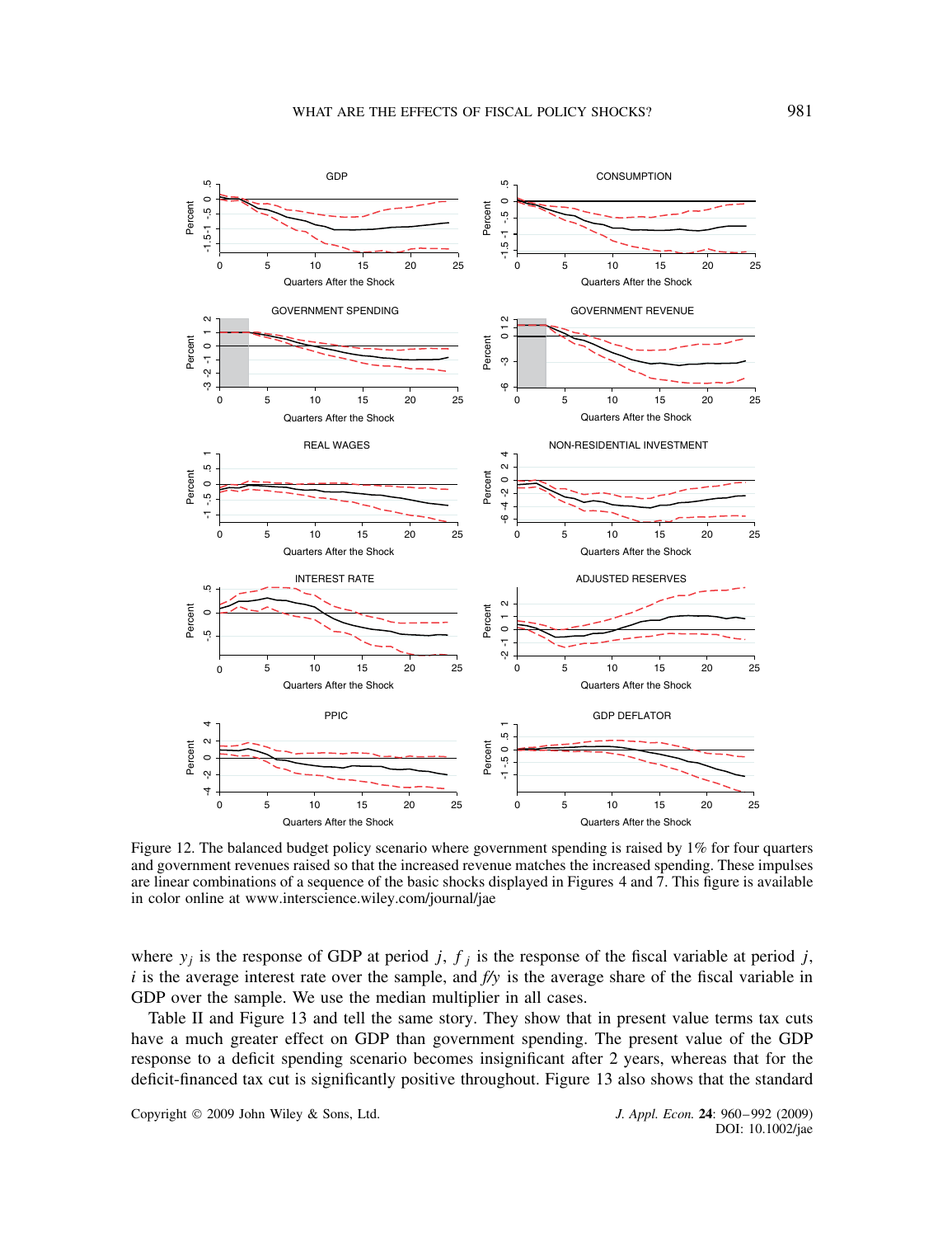Figure 12. The balanced budget policy scenario where government spending is raised by 1% for four quarters and government revenues raised so that the increased revenue matches the increased spending. These impulses are linear combinations of a sequence of the basic shocks displayed in Figures 4 and 7. This figure is available in color online at www.interscience.wiley.com/journal/jae

where $y_j$ is the response of GDP at period $j$, $f_j$ is the response of the fiscal variable at period $j$, $i$ is the average interest rate over the sample, and $f/y$ is the average share of the fiscal variable in GDP over the sample. We use the median multiplier in all cases.

Table II and Figure 13 and tell the same story. They show that in present value terms tax cuts have a much greater effect on GDP than government spending. The present value of the GDP response to a deficit spending scenario becomes insignificant after 2 years, whereas that for the deficit-financed tax cut is significantly positive throughout. Figure 13 also shows that the standard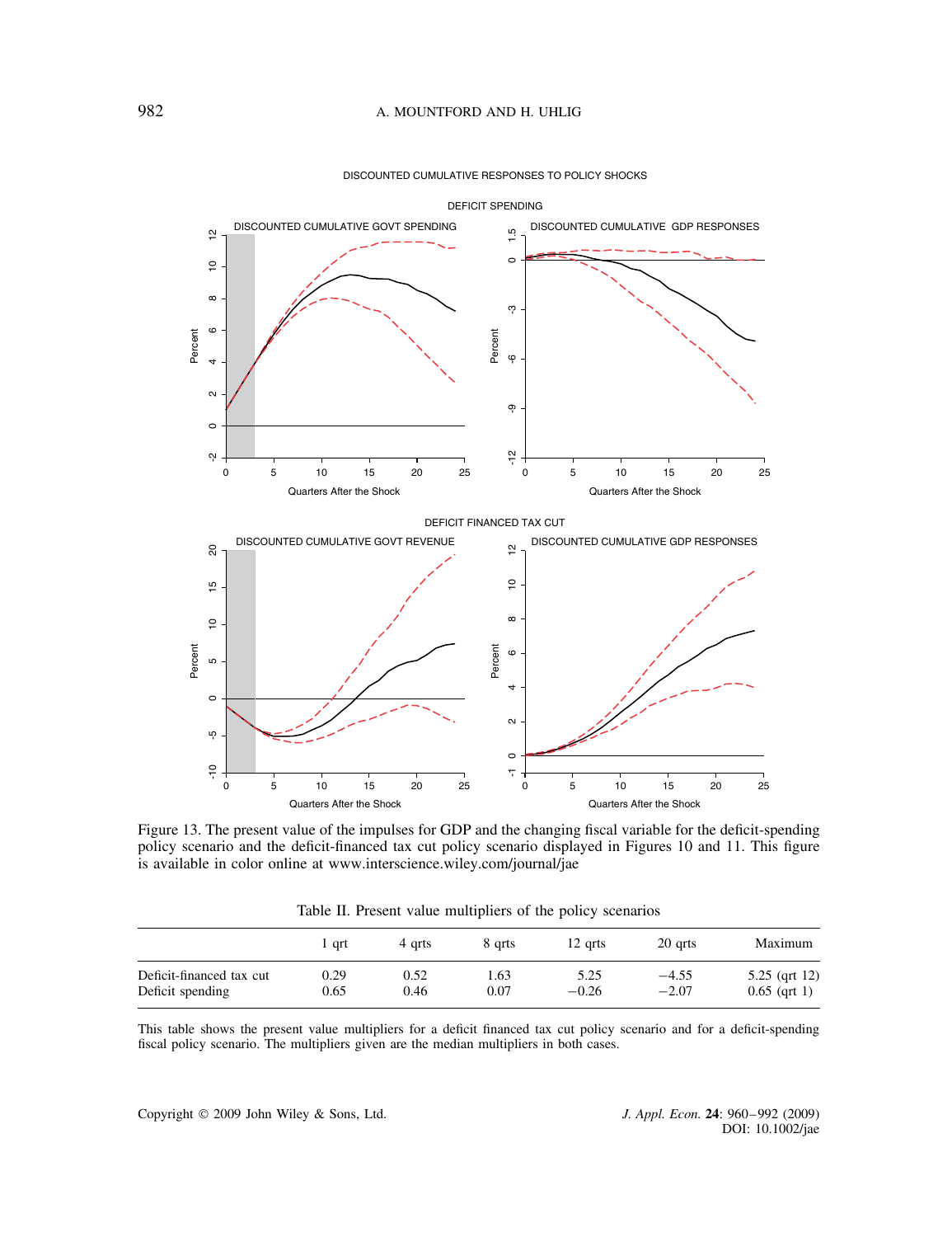DISCOUNTED CUMULATIVE RESPONSES TO POLICY SHOCKS

DEFICIT SPENDING

DISCOUNTED CUMULATIVE GOVT SPENDING

DISCOUNTED CUMULATIVE GDP RESPONSES

DEFICIT FINANCED TAX CUT

DISCOUNTED CUMULATIVE GOVT REVENUE

DISCOUNTED CUMULATIVE GDP RESPONSES

Figure 13. The present value of the impulses for GDP and the changing fiscal variable for the deficit-spending policy scenario and the deficit-financed tax cut policy scenario displayed in Figures 10 and 11. This figure is available in color online at www.interscience.wiley.com/journal/jae

Table II. Present value multipliers of the policy scenarios

| | 1 qrt | 4 qrts | 8 qrts | 12 qrts | 20 qrts | Maximum |
|---|---|---|---|---|---|---|
| Deficit-financed tax cut | 0.29 | 0.52 | 1.63 | 5.25 | −4.55 | 5.25 (qrt 12) |
| Deficit spending | 0.65 | 0.46 | 0.07 | −0.26 | −2.07 | 0.65 (qrt 1) |

This table shows the present value multipliers for a deficit financed tax cut policy scenario and for a deficit-spending fiscal policy scenario. The multipliers given are the median multipliers in both cases.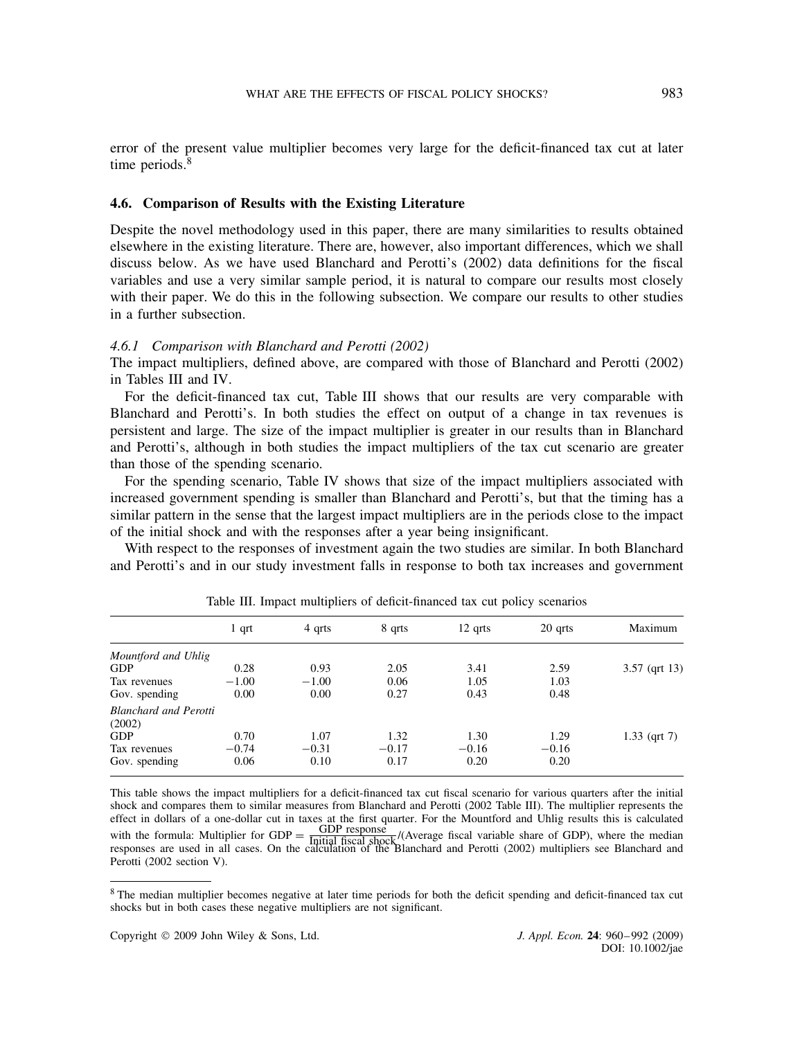error of the present value multiplier becomes very large for the deficit-financed tax cut at later time periods.[8]

### 4.6. Comparison of Results with the Existing Literature

Despite the novel methodology used in this paper, there are many similarities to results obtained elsewhere in the existing literature. There are, however, also important differences, which we shall discuss below. As we have used Blanchard and Perotti's (2002) data definitions for the fiscal variables and use a very similar sample period, it is natural to compare our results most closely with their paper. We do this in the following subsection. We compare our results to other studies in a further subsection.

#### *4.6.1 Comparison with Blanchard and Perotti (2002)*

The impact multipliers, defined above, are compared with those of Blanchard and Perotti (2002) in Tables III and IV.

For the deficit-financed tax cut, Table III shows that our results are very comparable with Blanchard and Perotti's. In both studies the effect on output of a change in tax revenues is persistent and large. The size of the impact multiplier is greater in our results than in Blanchard and Perotti's, although in both studies the impact multipliers of the tax cut scenario are greater than those of the spending scenario.

For the spending scenario, Table IV shows that size of the impact multipliers associated with increased government spending is smaller than Blanchard and Perotti's, but that the timing has a similar pattern in the sense that the largest impact multipliers are in the periods close to the impact of the initial shock and with the responses after a year being insignificant.

With respect to the responses of investment again the two studies are similar. In both Blanchard and Perotti's and in our study investment falls in response to both tax increases and government

Table III. Impact multipliers of deficit-financed tax cut policy scenarios

| | 1 qrt | 4 qrts | 8 qrts | 12 qrts | 20 qrts | Maximum |
|---|---|---|---|---|---|---|
| *Mountford and Uhlig* | | | | | | |
| GDP | 0.28 | 0.93 | 2.05 | 3.41 | 2.59 | 3.57 (qrt 13) |
| Tax revenues | −1.00 | −1.00 | 0.06 | 1.05 | 1.03 | |
| Gov. spending | 0.00 | 0.00 | 0.27 | 0.43 | 0.48 | |
| *Blanchard and Perotti (2002)* | | | | | | |
| GDP | 0.70 | 1.07 | 1.32 | 1.30 | 1.29 | 1.33 (qrt 7) |
| Tax revenues | −0.74 | −0.31 | −0.17 | −0.16 | −0.16 | |
| Gov. spending | 0.06 | 0.10 | 0.17 | 0.20 | 0.20 | |

This table shows the impact multipliers for a deficit-financed tax cut fiscal scenario for various quarters after the initial shock and compares them to similar measures from Blanchard and Perotti (2002 Table III). The multiplier represents the effect in dollars of a one-dollar cut in taxes at the first quarter. For the Mountford and Uhlig results this is calculated with the formula: Multiplier for GDP $= \frac{\text{GDP response}}{\text{Initial fiscal shock}}$/(Average fiscal variable share of GDP), where the median responses are used in all cases. On the calculation of the Blanchard and Perotti (2002) multipliers see Blanchard and Perotti (2002 section V).

[8] The median multiplier becomes negative at later time periods for both the deficit spending and deficit-financed tax cut shocks but in both cases these negative multipliers are not significant.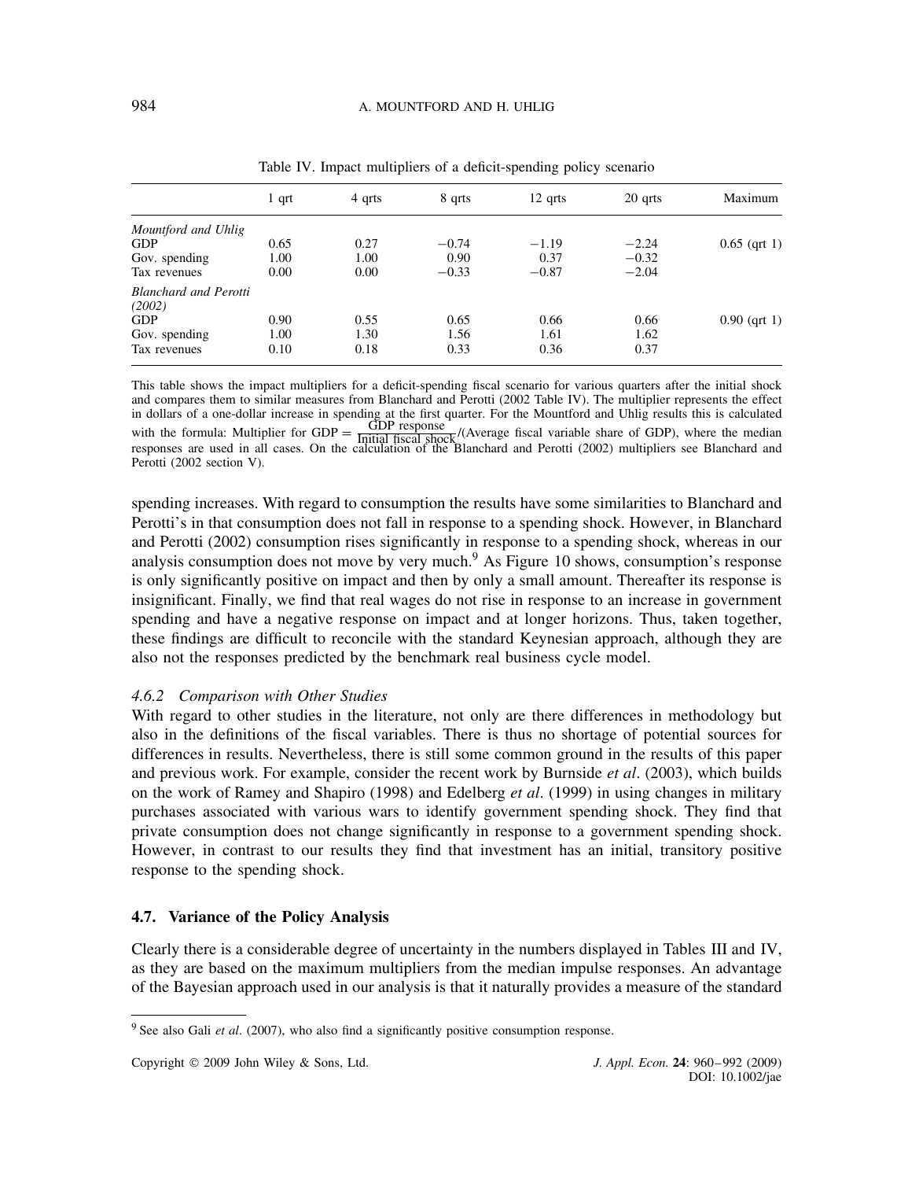Table IV. Impact multipliers of a deficit-spending policy scenario

| | 1 qrt | 4 qrts | 8 qrts | 12 qrts | 20 qrts | Maximum |
|---|---|---|---|---|---|---|
| *Mountford and Uhlig* | | | | | | |
| GDP | 0.65 | 0.27 | −0.74 | −1.19 | −2.24 | 0.65 (qrt 1) |
| Gov. spending | 1.00 | 1.00 | 0.90 | 0.37 | −0.32 | |
| Tax revenues | 0.00 | 0.00 | −0.33 | −0.87 | −2.04 | |
| *Blanchard and Perotti (2002)* | | | | | | |
| GDP | 0.90 | 0.55 | 0.65 | 0.66 | 0.66 | 0.90 (qrt 1) |
| Gov. spending | 1.00 | 1.30 | 1.56 | 1.61 | 1.62 | |
| Tax revenues | 0.10 | 0.18 | 0.33 | 0.36 | 0.37 | |

This table shows the impact multipliers for a deficit-spending fiscal scenario for various quarters after the initial shock and compares them to similar measures from Blanchard and Perotti (2002 Table IV). The multiplier represents the effect in dollars of a one-dollar increase in spending at the first quarter. For the Mountford and Uhlig results this is calculated with the formula: Multiplier for GDP $= \frac{\text{GDP response}}{\text{Initial fiscal shock}}$/(Average fiscal variable share of GDP), where the median responses are used in all cases. On the calculation of the Blanchard and Perotti (2002) multipliers see Blanchard and Perotti (2002 section V).

spending increases. With regard to consumption the results have some similarities to Blanchard and Perotti's in that consumption does not fall in response to a spending shock. However, in Blanchard and Perotti (2002) consumption rises significantly in response to a spending shock, whereas in our analysis consumption does not move by very much.[9] As Figure 10 shows, consumption's response is only significantly positive on impact and then by only a small amount. Thereafter its response is insignificant. Finally, we find that real wages do not rise in response to an increase in government spending and have a negative response on impact and at longer horizons. Thus, taken together, these findings are difficult to reconcile with the standard Keynesian approach, although they are also not the responses predicted by the benchmark real business cycle model.

### 4.6.2 Comparison with Other Studies

With regard to other studies in the literature, not only are there differences in methodology but also in the definitions of the fiscal variables. There is thus no shortage of potential sources for differences in results. Nevertheless, there is still some common ground in the results of this paper and previous work. For example, consider the recent work by Burnside *et al*. (2003), which builds on the work of Ramey and Shapiro (1998) and Edelberg *et al*. (1999) in using changes in military purchases associated with various wars to identify government spending shock. They find that private consumption does not change significantly in response to a government spending shock. However, in contrast to our results they find that investment has an initial, transitory positive response to the spending shock.

## 4.7. Variance of the Policy Analysis

Clearly there is a considerable degree of uncertainty in the numbers displayed in Tables III and IV, as they are based on the maximum multipliers from the median impulse responses. An advantage of the Bayesian approach used in our analysis is that it naturally provides a measure of the standard

[9] See also Gali *et al*. (2007), who also find a significantly positive consumption response.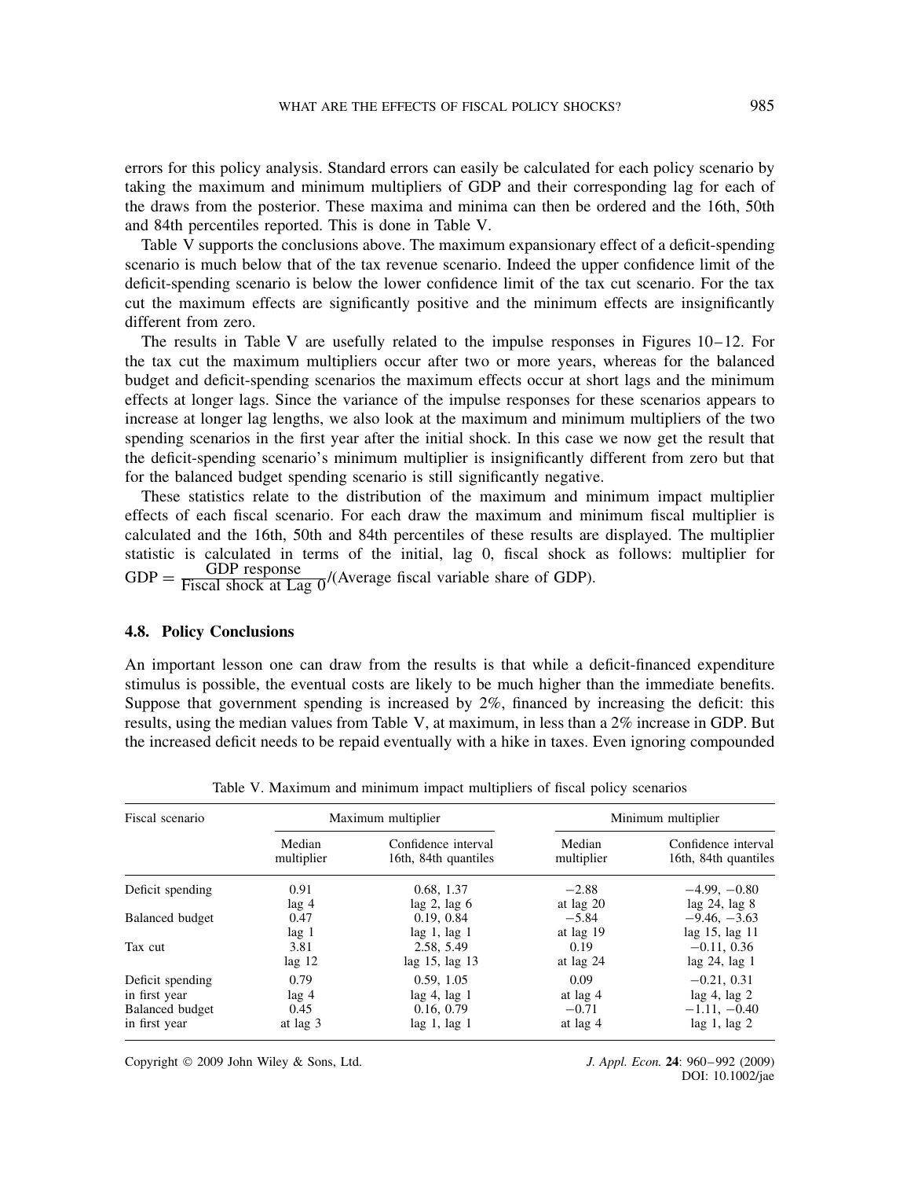errors for this policy analysis. Standard errors can easily be calculated for each policy scenario by taking the maximum and minimum multipliers of GDP and their corresponding lag for each of the draws from the posterior. These maxima and minima can then be ordered and the 16th, 50th and 84th percentiles reported. This is done in Table V.

Table V supports the conclusions above. The maximum expansionary effect of a deficit-spending scenario is much below that of the tax revenue scenario. Indeed the upper confidence limit of the deficit-spending scenario is below the lower confidence limit of the tax cut scenario. For the tax cut the maximum effects are significantly positive and the minimum effects are insignificantly different from zero.

The results in Table V are usefully related to the impulse responses in Figures 10–12. For the tax cut the maximum multipliers occur after two or more years, whereas for the balanced budget and deficit-spending scenarios the maximum effects occur at short lags and the minimum effects at longer lags. Since the variance of the impulse responses for these scenarios appears to increase at longer lag lengths, we also look at the maximum and minimum multipliers of the two spending scenarios in the first year after the initial shock. In this case we now get the result that the deficit-spending scenario's minimum multiplier is insignificantly different from zero but that for the balanced budget spending scenario is still significantly negative.

These statistics relate to the distribution of the maximum and minimum impact multiplier effects of each fiscal scenario. For each draw the maximum and minimum fiscal multiplier is calculated and the 16th, 50th and 84th percentiles of these results are displayed. The multiplier statistic is calculated in terms of the initial, lag 0, fiscal shock as follows: multiplier for $\text{GDP} = \frac{\text{GDP response}}{\text{Fiscal shock at Lag 0}}/(\text{Average fiscal variable share of GDP})$.

### 4.8. Policy Conclusions

An important lesson one can draw from the results is that while a deficit-financed expenditure stimulus is possible, the eventual costs are likely to be much higher than the immediate benefits. Suppose that government spending is increased by 2%, financed by increasing the deficit: this results, using the median values from Table V, at maximum, in less than a 2% increase in GDP. But the increased deficit needs to be repaid eventually with a hike in taxes. Even ignoring compounded

Table V. Maximum and minimum impact multipliers of fiscal policy scenarios

| Fiscal scenario | Maximum multiplier | | Minimum multiplier | |
|---|---|---|---|---|
| | Median multiplier | Confidence interval 16th, 84th quantiles | Median multiplier | Confidence interval 16th, 84th quantiles |
| Deficit spending | 0.91<br>lag 4 | 0.68, 1.37<br>lag 2, lag 6 | −2.88<br>at lag 20 | −4.99, −0.80<br>lag 24, lag 8 |
| Balanced budget | 0.47<br>lag 1 | 0.19, 0.84<br>lag 1, lag 1 | −5.84<br>at lag 19 | −9.46, −3.63<br>lag 15, lag 11 |
| Tax cut | 3.81<br>lag 12 | 2.58, 5.49<br>lag 15, lag 13 | 0.19<br>at lag 24 | −0.11, 0.36<br>lag 24, lag 1 |
| Deficit spending in first year | 0.79<br>lag 4 | 0.59, 1.05<br>lag 4, lag 1 | 0.09<br>at lag 4 | −0.21, 0.31<br>lag 4, lag 2 |
| Balanced budget in first year | 0.45<br>at lag 3 | 0.16, 0.79<br>lag 1, lag 1 | −0.71<br>at lag 4 | −1.11, −0.40<br>lag 1, lag 2 |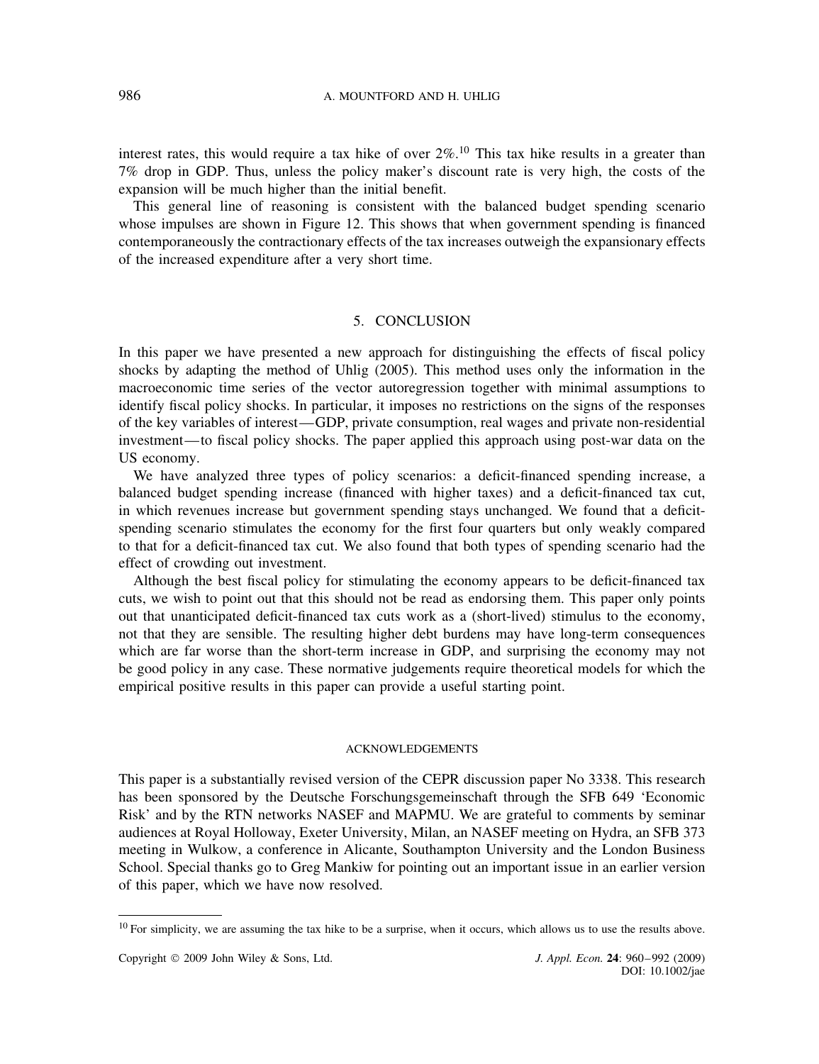interest rates, this would require a tax hike of over 2%.[10] This tax hike results in a greater than 7% drop in GDP. Thus, unless the policy maker's discount rate is very high, the costs of the expansion will be much higher than the initial benefit.

This general line of reasoning is consistent with the balanced budget spending scenario whose impulses are shown in Figure 12. This shows that when government spending is financed contemporaneously the contractionary effects of the tax increases outweigh the expansionary effects of the increased expenditure after a very short time.

## 5. CONCLUSION

In this paper we have presented a new approach for distinguishing the effects of fiscal policy shocks by adapting the method of Uhlig (2005). This method uses only the information in the macroeconomic time series of the vector autoregression together with minimal assumptions to identify fiscal policy shocks. In particular, it imposes no restrictions on the signs of the responses of the key variables of interest—GDP, private consumption, real wages and private non-residential investment—to fiscal policy shocks. The paper applied this approach using post-war data on the US economy.

We have analyzed three types of policy scenarios: a deficit-financed spending increase, a balanced budget spending increase (financed with higher taxes) and a deficit-financed tax cut, in which revenues increase but government spending stays unchanged. We found that a deficit-spending scenario stimulates the economy for the first four quarters but only weakly compared to that for a deficit-financed tax cut. We also found that both types of spending scenario had the effect of crowding out investment.

Although the best fiscal policy for stimulating the economy appears to be deficit-financed tax cuts, we wish to point out that this should not be read as endorsing them. This paper only points out that unanticipated deficit-financed tax cuts work as a (short-lived) stimulus to the economy, not that they are sensible. The resulting higher debt burdens may have long-term consequences which are far worse than the short-term increase in GDP, and surprising the economy may not be good policy in any case. These normative judgements require theoretical models for which the empirical positive results in this paper can provide a useful starting point.

### ACKNOWLEDGEMENTS

This paper is a substantially revised version of the CEPR discussion paper No 3338. This research has been sponsored by the Deutsche Forschungsgemeinschaft through the SFB 649 'Economic Risk' and by the RTN networks NASEF and MAPMU. We are grateful to comments by seminar audiences at Royal Holloway, Exeter University, Milan, an NASEF meeting on Hydra, an SFB 373 meeting in Wulkow, a conference in Alicante, Southampton University and the London Business School. Special thanks go to Greg Mankiw for pointing out an important issue in an earlier version of this paper, which we have now resolved.

[10] For simplicity, we are assuming the tax hike to be a surprise, when it occurs, which allows us to use the results above.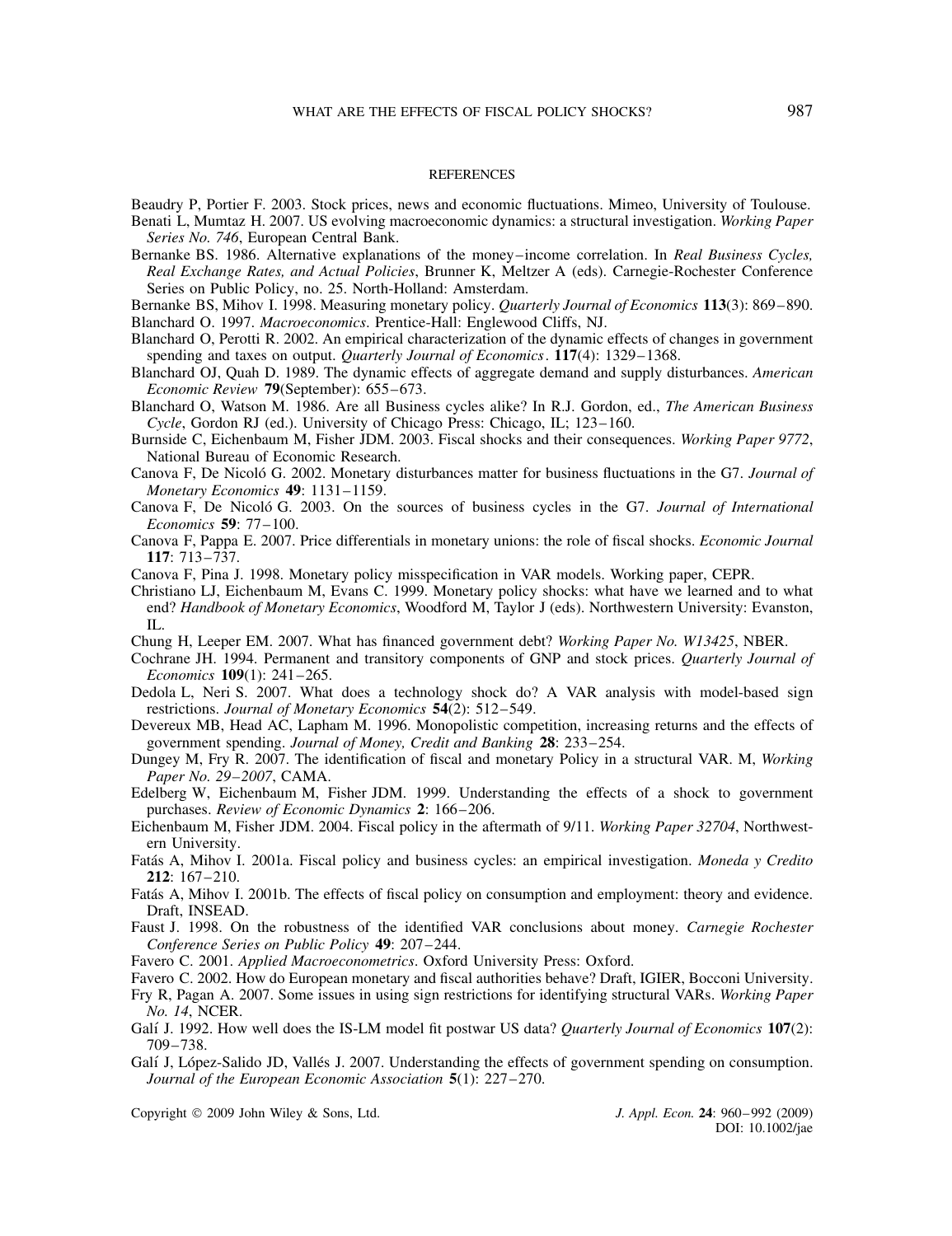## REFERENCES

Beaudry P, Portier F. 2003. Stock prices, news and economic fluctuations. Mimeo, University of Toulouse.

Benati L, Mumtaz H. 2007. US evolving macroeconomic dynamics: a structural investigation. *Working Paper Series No. 746*, European Central Bank.

Bernanke BS. 1986. Alternative explanations of the money–income correlation. In *Real Business Cycles, Real Exchange Rates, and Actual Policies*, Brunner K, Meltzer A (eds). Carnegie-Rochester Conference Series on Public Policy, no. 25. North-Holland: Amsterdam.

Bernanke BS, Mihov I. 1998. Measuring monetary policy. *Quarterly Journal of Economics* **113**(3): 869–890.

Blanchard O. 1997. *Macroeconomics*. Prentice-Hall: Englewood Cliffs, NJ.

Blanchard O, Perotti R. 2002. An empirical characterization of the dynamic effects of changes in government spending and taxes on output. *Quarterly Journal of Economics*. **117**(4): 1329–1368.

Blanchard OJ, Quah D. 1989. The dynamic effects of aggregate demand and supply disturbances. *American Economic Review* **79**(September): 655–673.

Blanchard O, Watson M. 1986. Are all Business cycles alike? In R.J. Gordon, ed., *The American Business Cycle*, Gordon RJ (ed.). University of Chicago Press: Chicago, IL; 123–160.

Burnside C, Eichenbaum M, Fisher JDM. 2003. Fiscal shocks and their consequences. *Working Paper 9772*, National Bureau of Economic Research.

Canova F, De Nicoló G. 2002. Monetary disturbances matter for business fluctuations in the G7. *Journal of Monetary Economics* **49**: 1131–1159.

Canova F, De Nicoló G. 2003. On the sources of business cycles in the G7. *Journal of International Economics* **59**: 77–100.

Canova F, Pappa E. 2007. Price differentials in monetary unions: the role of fiscal shocks. *Economic Journal* **117**: 713–737.

Canova F, Pina J. 1998. Monetary policy misspecification in VAR models. Working paper, CEPR.

Christiano LJ, Eichenbaum M, Evans C. 1999. Monetary policy shocks: what have we learned and to what end? *Handbook of Monetary Economics*, Woodford M, Taylor J (eds). Northwestern University: Evanston, IL.

Chung H, Leeper EM. 2007. What has financed government debt? *Working Paper No. W13425*, NBER.

Cochrane JH. 1994. Permanent and transitory components of GNP and stock prices. *Quarterly Journal of Economics* **109**(1): 241–265.

Dedola L, Neri S. 2007. What does a technology shock do? A VAR analysis with model-based sign restrictions. *Journal of Monetary Economics* **54**(2): 512–549.

Devereux MB, Head AC, Lapham M. 1996. Monopolistic competition, increasing returns and the effects of government spending. *Journal of Money, Credit and Banking* **28**: 233–254.

Dungey M, Fry R. 2007. The identification of fiscal and monetary Policy in a structural VAR. M, *Working Paper No. 29–2007*, CAMA.

Edelberg W, Eichenbaum M, Fisher JDM. 1999. Understanding the effects of a shock to government purchases. *Review of Economic Dynamics* **2**: 166–206.

Eichenbaum M, Fisher JDM. 2004. Fiscal policy in the aftermath of 9/11. *Working Paper 32704*, Northwestern University.

Fatás A, Mihov I. 2001a. Fiscal policy and business cycles: an empirical investigation. *Moneda y Credito* **212**: 167–210.

Fatás A, Mihov I. 2001b. The effects of fiscal policy on consumption and employment: theory and evidence. Draft, INSEAD.

Faust J. 1998. On the robustness of the identified VAR conclusions about money. *Carnegie Rochester Conference Series on Public Policy* **49**: 207–244.

Favero C. 2001. *Applied Macroeconometrics*. Oxford University Press: Oxford.

Favero C. 2002. How do European monetary and fiscal authorities behave? Draft, IGIER, Bocconi University.

Fry R, Pagan A. 2007. Some issues in using sign restrictions for identifying structural VARs. *Working Paper No. 14*, NCER.

Galí J. 1992. How well does the IS-LM model fit postwar US data? *Quarterly Journal of Economics* **107**(2): 709–738.

Galí J, López-Salido JD, Vallés J. 2007. Understanding the effects of government spending on consumption. *Journal of the European Economic Association* **5**(1): 227–270.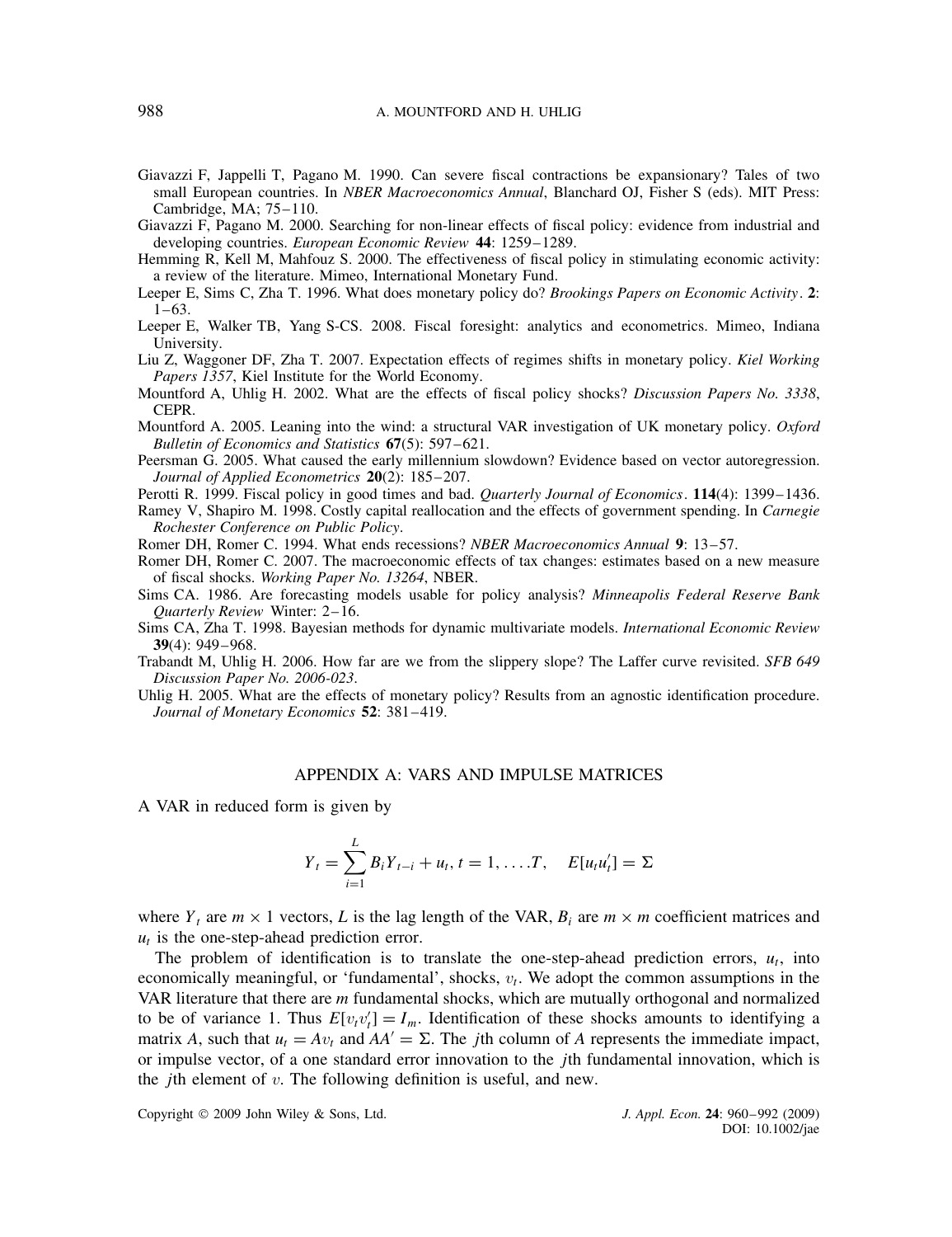Giavazzi F, Jappelli T, Pagano M. 1990. Can severe fiscal contractions be expansionary? Tales of two small European countries. In *NBER Macroeconomics Annual*, Blanchard OJ, Fisher S (eds). MIT Press: Cambridge, MA; 75–110.

Giavazzi F, Pagano M. 2000. Searching for non-linear effects of fiscal policy: evidence from industrial and developing countries. *European Economic Review* **44**: 1259–1289.

Hemming R, Kell M, Mahfouz S. 2000. The effectiveness of fiscal policy in stimulating economic activity: a review of the literature. Mimeo, International Monetary Fund.

Leeper E, Sims C, Zha T. 1996. What does monetary policy do? *Brookings Papers on Economic Activity*. **2**: 1–63.

Leeper E, Walker TB, Yang S-CS. 2008. Fiscal foresight: analytics and econometrics. Mimeo, Indiana University.

Liu Z, Waggoner DF, Zha T. 2007. Expectation effects of regimes shifts in monetary policy. *Kiel Working Papers 1357*, Kiel Institute for the World Economy.

Mountford A, Uhlig H. 2002. What are the effects of fiscal policy shocks? *Discussion Papers No. 3338*, CEPR.

Mountford A. 2005. Leaning into the wind: a structural VAR investigation of UK monetary policy. *Oxford Bulletin of Economics and Statistics* **67**(5): 597–621.

Peersman G. 2005. What caused the early millennium slowdown? Evidence based on vector autoregression. *Journal of Applied Econometrics* **20**(2): 185–207.

Perotti R. 1999. Fiscal policy in good times and bad. *Quarterly Journal of Economics*. **114**(4): 1399–1436.

Ramey V, Shapiro M. 1998. Costly capital reallocation and the effects of government spending. In *Carnegie Rochester Conference on Public Policy*.

Romer DH, Romer C. 1994. What ends recessions? *NBER Macroeconomics Annual* **9**: 13–57.

Romer DH, Romer C. 2007. The macroeconomic effects of tax changes: estimates based on a new measure of fiscal shocks. *Working Paper No. 13264*, NBER.

Sims CA. 1986. Are forecasting models usable for policy analysis? *Minneapolis Federal Reserve Bank Quarterly Review* Winter: 2–16.

Sims CA, Zha T. 1998. Bayesian methods for dynamic multivariate models. *International Economic Review* **39**(4): 949–968.

Trabandt M, Uhlig H. 2006. How far are we from the slippery slope? The Laffer curve revisited. *SFB 649 Discussion Paper No. 2006-023*.

Uhlig H. 2005. What are the effects of monetary policy? Results from an agnostic identification procedure. *Journal of Monetary Economics* **52**: 381–419.

## APPENDIX A: VARS AND IMPULSE MATRICES

A VAR in reduced form is given by

$$Y_t = \sum_{i=1}^{L} B_i Y_{t-i} + u_t, t = 1, \ldots .T, \quad E[u_t u_t'] = \Sigma$$

where $Y_t$ are $m \times 1$ vectors, $L$ is the lag length of the VAR, $B_i$ are $m \times m$ coefficient matrices and $u_t$ is the one-step-ahead prediction error.

The problem of identification is to translate the one-step-ahead prediction errors, $u_t$, into economically meaningful, or 'fundamental', shocks, $v_t$. We adopt the common assumptions in the VAR literature that there are $m$ fundamental shocks, which are mutually orthogonal and normalized to be of variance 1. Thus $E[v_t v_t'] = I_m$. Identification of these shocks amounts to identifying a matrix $A$, such that $u_t = Av_t$ and $AA' = \Sigma$. The $j$th column of $A$ represents the immediate impact, or impulse vector, of a one standard error innovation to the $j$th fundamental innovation, which is the $j$th element of $v$. The following definition is useful, and new.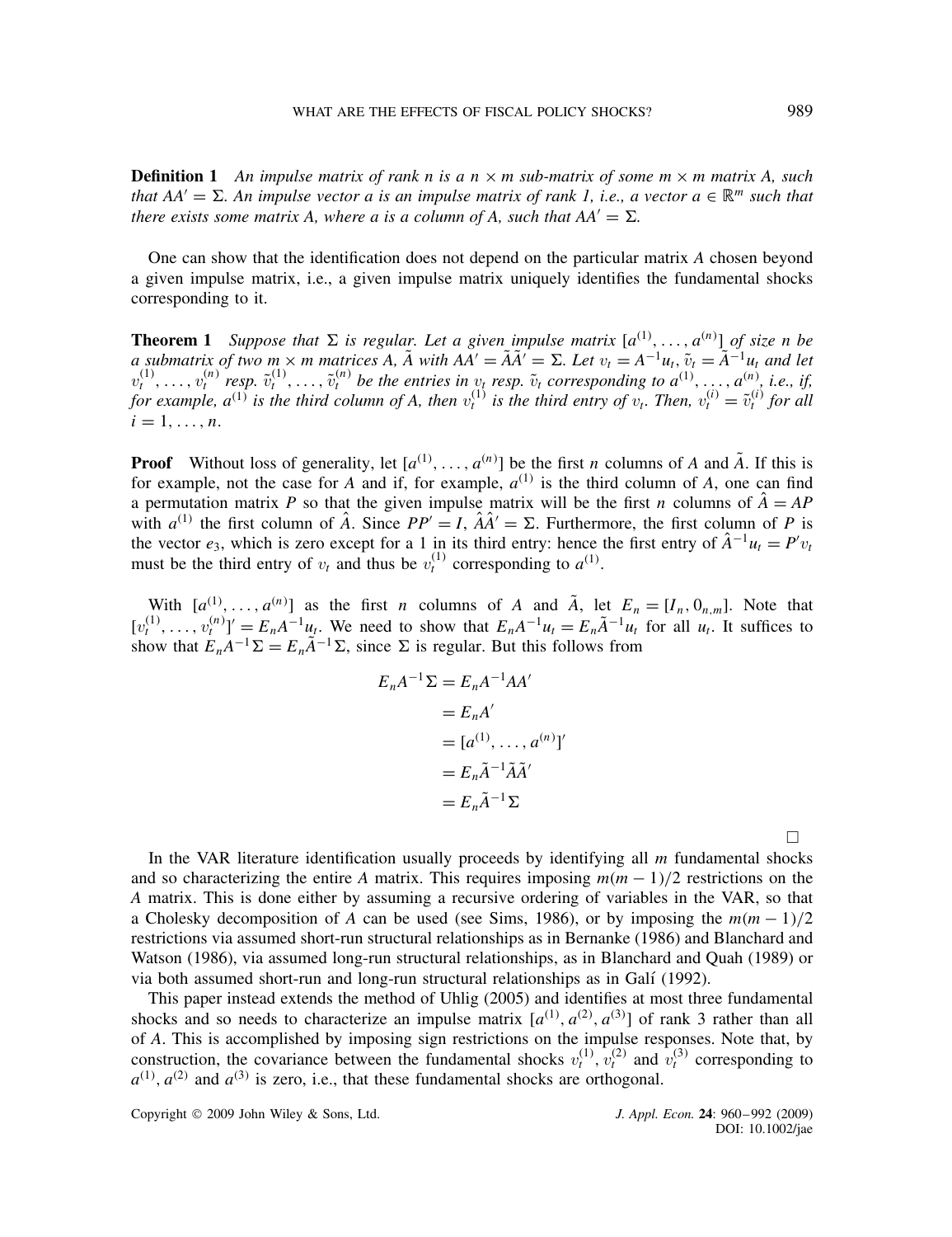**Definition 1** *An impulse matrix of rank n is a $n \times m$ sub-matrix of some $m \times m$ matrix A, such that $AA' = \Sigma$. An impulse vector a is an impulse matrix of rank 1, i.e., a vector $a \in \mathbb{R}^m$ such that there exists some matrix A, where a is a column of A, such that $AA' = \Sigma$.*

One can show that the identification does not depend on the particular matrix $A$ chosen beyond a given impulse matrix, i.e., a given impulse matrix uniquely identifies the fundamental shocks corresponding to it.

**Theorem 1** *Suppose that $\Sigma$ is regular. Let a given impulse matrix $[a^{(1)}, \ldots, a^{(n)}]$ of size n be a submatrix of two $m \times m$ matrices $A$, $\tilde{A}$ with $AA' = \tilde{A}\tilde{A}' = \Sigma$. Let $v_t = A^{-1}u_t$, $\tilde{v}_t = \tilde{A}^{-1}u_t$ and let $v_t^{(1)}, \ldots, v_t^{(n)}$ resp. $\tilde{v}_t^{(1)}, \ldots, \tilde{v}_t^{(n)}$ be the entries in $v_t$ resp. $\tilde{v}_t$ corresponding to $a^{(1)}, \ldots, a^{(n)}$, i.e., if, for example, $a^{(1)}$ is the third column of A, then $v_t^{(1)}$ is the third entry of $v_t$. Then, $v_t^{(i)} = \tilde{v}_t^{(i)}$ for all $i = 1, \ldots, n$.*

**Proof** Without loss of generality, let $[a^{(1)}, \ldots, a^{(n)}]$ be the first $n$ columns of $A$ and $\tilde{A}$. If this is for example, not the case for $A$ and if, for example, $a^{(1)}$ is the third column of $A$, one can find a permutation matrix $P$ so that the given impulse matrix will be the first $n$ columns of $\hat{A} = AP$ with $a^{(1)}$ the first column of $\hat{A}$. Since $PP' = I$, $\hat{A}\hat{A}' = \Sigma$. Furthermore, the first column of $P$ is the vector $e_3$, which is zero except for a 1 in its third entry: hence the first entry of $\hat{A}^{-1}u_t = P'v_t$ must be the third entry of $v_t$ and thus be $v_t^{(1)}$ corresponding to $a^{(1)}$.

With $[a^{(1)}, \ldots, a^{(n)}]$ as the first $n$ columns of $A$ and $\tilde{A}$, let $E_n = [I_n, 0_{n,m}]$. Note that $[v_t^{(1)}, \ldots, v_t^{(n)}]' = E_n A^{-1} u_t$. We need to show that $E_n A^{-1} u_t = E_n \tilde{A}^{-1} u_t$ for all $u_t$. It suffices to show that $E_n A^{-1} \Sigma = E_n \tilde{A}^{-1} \Sigma$, since $\Sigma$ is regular. But this follows from

$$
\begin{aligned}
E_n A^{-1} \Sigma &= E_n A^{-1} A A' \\
&= E_n A' \\
&= [a^{(1)}, \ldots, a^{(n)}]' \\
&= E_n \tilde{A}^{-1} \tilde{A} \tilde{A}' \\
&= E_n \tilde{A}^{-1} \Sigma
\end{aligned}
$$

□

In the VAR literature identification usually proceeds by identifying all $m$ fundamental shocks and so characterizing the entire $A$ matrix. This requires imposing $m(m-1)/2$ restrictions on the $A$ matrix. This is done either by assuming a recursive ordering of variables in the VAR, so that a Cholesky decomposition of $A$ can be used (see Sims, 1986), or by imposing the $m(m-1)/2$ restrictions via assumed short-run structural relationships as in Bernanke (1986) and Blanchard and Watson (1986), via assumed long-run structural relationships, as in Blanchard and Quah (1989) or via both assumed short-run and long-run structural relationships as in Galí (1992).

This paper instead extends the method of Uhlig (2005) and identifies at most three fundamental shocks and so needs to characterize an impulse matrix $[a^{(1)}, a^{(2)}, a^{(3)}]$ of rank 3 rather than all of $A$. This is accomplished by imposing sign restrictions on the impulse responses. Note that, by construction, the covariance between the fundamental shocks $v_t^{(1)}, v_t^{(2)}$ and $v_t^{(3)}$ corresponding to $a^{(1)}, a^{(2)}$ and $a^{(3)}$ is zero, i.e., that these fundamental shocks are orthogonal.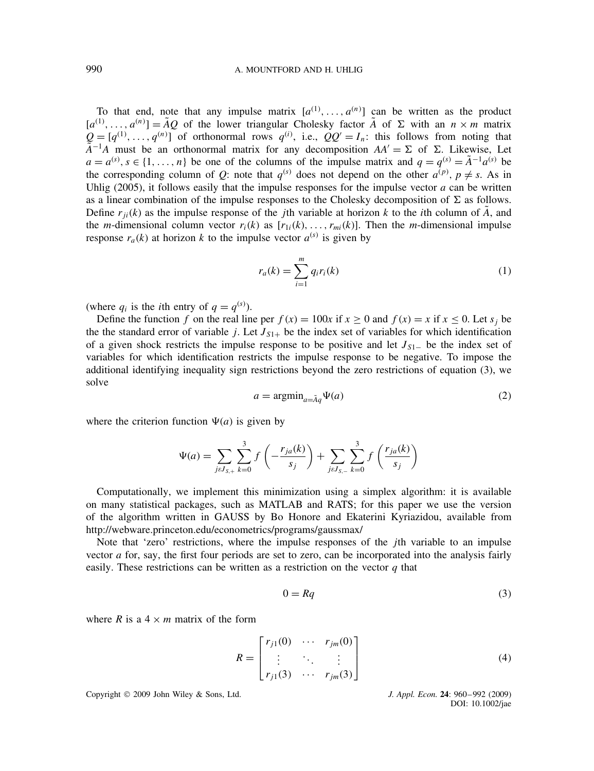To that end, note that any impulse matrix $[a^{(1)}, \ldots, a^{(n)}]$ can be written as the product $[a^{(1)}, \ldots, a^{(n)}] = \tilde{A}Q$ of the lower triangular Cholesky factor $\tilde{A}$ of $\Sigma$ with an $n \times m$ matrix $Q = [q^{(1)}, \ldots, q^{(n)}]$ of orthonormal rows $q^{(i)}$, i.e., $QQ' = I_n$: this follows from noting that $\tilde{A}^{-1}A$ must be an orthonormal matrix for any decomposition $AA' = \Sigma$ of $\Sigma$. Likewise, Let $a = a^{(s)}, s \in \{1, \ldots, n\}$ be one of the columns of the impulse matrix and $q = q^{(s)} = \tilde{A}^{-1}a^{(s)}$ be the corresponding column of $Q$: note that $q^{(s)}$ does not depend on the other $a^{(p)}$, $p \neq s$. As in Uhlig (2005), it follows easily that the impulse responses for the impulse vector $a$ can be written as a linear combination of the impulse responses to the Cholesky decomposition of $\Sigma$ as follows. Define $r_{ji}(k)$ as the impulse response of the $j$th variable at horizon $k$ to the $i$th column of $\tilde{A}$, and the $m$-dimensional column vector $r_i(k)$ as $[r_{1i}(k), \ldots, r_{mi}(k)]$. Then the $m$-dimensional impulse response $r_a(k)$ at horizon $k$ to the impulse vector $a^{(s)}$ is given by

$$r_a(k) = \sum_{i=1}^{m} q_i r_i(k) \tag{1}$$

(where $q_i$ is the $i$th entry of $q = q^{(s)}$).

Define the function $f$ on the real line per $f(x) = 100x$ if $x \geq 0$ and $f(x) = x$ if $x \leq 0$. Let $s_j$ be the the standard error of variable $j$. Let $J_{S1+}$ be the index set of variables for which identification of a given shock restricts the impulse response to be positive and let $J_{S1-}$ be the index set of variables for which identification restricts the impulse response to be negative. To impose the additional identifying inequality sign restrictions beyond the zero restrictions of equation (3), we solve

$$a = \text{argmin}_{a=\tilde{A}q} \Psi(a) \tag{2}$$

where the criterion function $\Psi(a)$ is given by

$$\Psi(a) = \sum_{j \varepsilon J_{S,+}} \sum_{k=0}^{3} f\left(-\frac{r_{ja}(k)}{s_j}\right) + \sum_{j \varepsilon J_{S,-}} \sum_{k=0}^{3} f\left(\frac{r_{ja}(k)}{s_j}\right)$$

Computationally, we implement this minimization using a simplex algorithm: it is available on many statistical packages, such as MATLAB and RATS; for this paper we use the version of the algorithm written in GAUSS by Bo Honore and Ekaterini Kyriazidou, available from http://webware.princeton.edu/econometrics/programs/gaussmax/

Note that 'zero' restrictions, where the impulse responses of the $j$th variable to an impulse vector $a$ for, say, the first four periods are set to zero, can be incorporated into the analysis fairly easily. These restrictions can be written as a restriction on the vector $q$ that

$$0 = Rq \tag{3}$$

where $R$ is a $4 \times m$ matrix of the form

$$R = \begin{bmatrix} r_{j1}(0) & \cdots & r_{jm}(0) \\ \vdots & \ddots & \vdots \\ r_{j1}(3) & \cdots & r_{jm}(3) \end{bmatrix} \tag{4}$$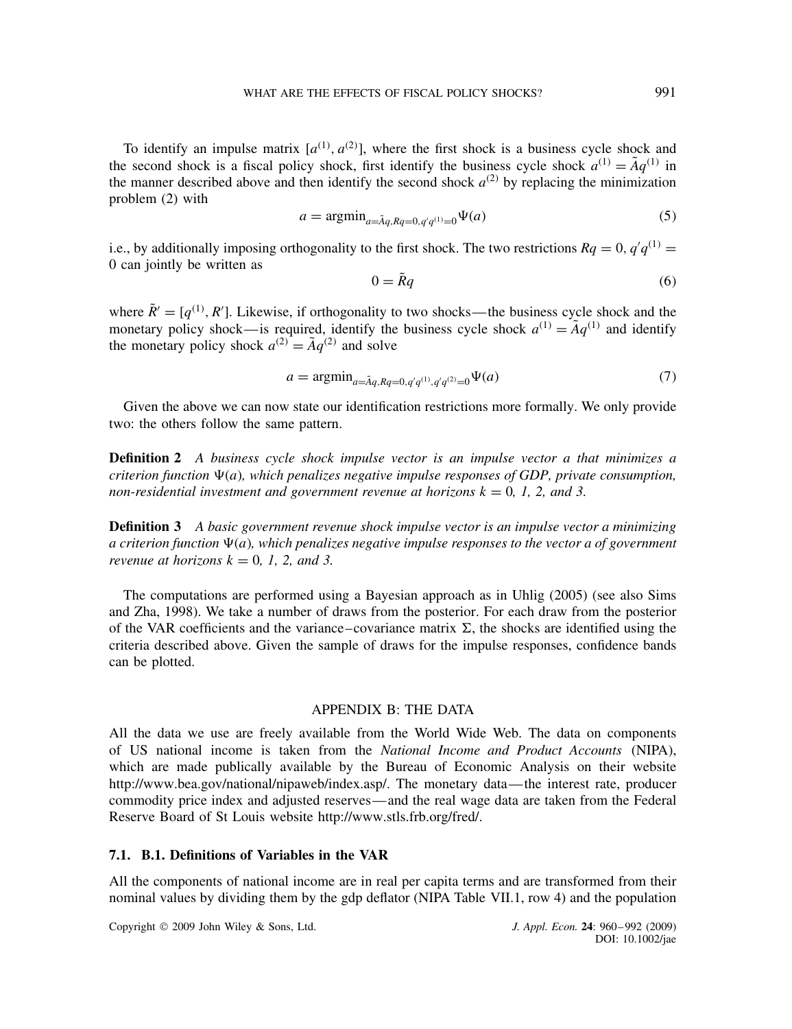To identify an impulse matrix $[a^{(1)}, a^{(2)}]$, where the first shock is a business cycle shock and the second shock is a fiscal policy shock, first identify the business cycle shock $a^{(1)} = \tilde{A}q^{(1)}$ in the manner described above and then identify the second shock $a^{(2)}$ by replacing the minimization problem (2) with

$$a = \text{argmin}_{a=\tilde{A}q, Rq=0, q'q^{(1)}=0} \Psi(a) \tag{5}$$

i.e., by additionally imposing orthogonality to the first shock. The two restrictions $Rq = 0$, $q'q^{(1)} = 0$ can jointly be written as

$$0 = \tilde{R}q \tag{6}$$

where $\tilde{R}' = [q^{(1)}, R']$. Likewise, if orthogonality to two shocks—the business cycle shock and the monetary policy shock—is required, identify the business cycle shock $a^{(1)} = \tilde{A}q^{(1)}$ and identify the monetary policy shock $a^{(2)} = \tilde{A}q^{(2)}$ and solve

$$a = \text{argmin}_{a=\tilde{A}q, Rq=0, q'q^{(1)}, q'q^{(2)}=0} \Psi(a) \tag{7}$$

Given the above we can now state our identification restrictions more formally. We only provide two: the others follow the same pattern.

**Definition 2** *A business cycle shock impulse vector is an impulse vector a that minimizes a criterion function $\Psi(a)$, which penalizes negative impulse responses of GDP, private consumption, non-residential investment and government revenue at horizons $k = 0$, 1, 2, and 3.*

**Definition 3** *A basic government revenue shock impulse vector is an impulse vector a minimizing a criterion function $\Psi(a)$, which penalizes negative impulse responses to the vector a of government revenue at horizons $k = 0$, 1, 2, and 3.*

The computations are performed using a Bayesian approach as in Uhlig (2005) (see also Sims and Zha, 1998). We take a number of draws from the posterior. For each draw from the posterior of the VAR coefficients and the variance–covariance matrix $\Sigma$, the shocks are identified using the criteria described above. Given the sample of draws for the impulse responses, confidence bands can be plotted.

## APPENDIX B: THE DATA

All the data we use are freely available from the World Wide Web. The data on components of US national income is taken from the *National Income and Product Accounts* (NIPA), which are made publically available by the Bureau of Economic Analysis on their website http://www.bea.gov/national/nipaweb/index.asp/. The monetary data—the interest rate, producer commodity price index and adjusted reserves—and the real wage data are taken from the Federal Reserve Board of St Louis website http://www.stls.frb.org/fred/.

### 7.1. B.1. Definitions of Variables in the VAR

All the components of national income are in real per capita terms and are transformed from their nominal values by dividing them by the gdp deflator (NIPA Table VII.1, row 4) and the population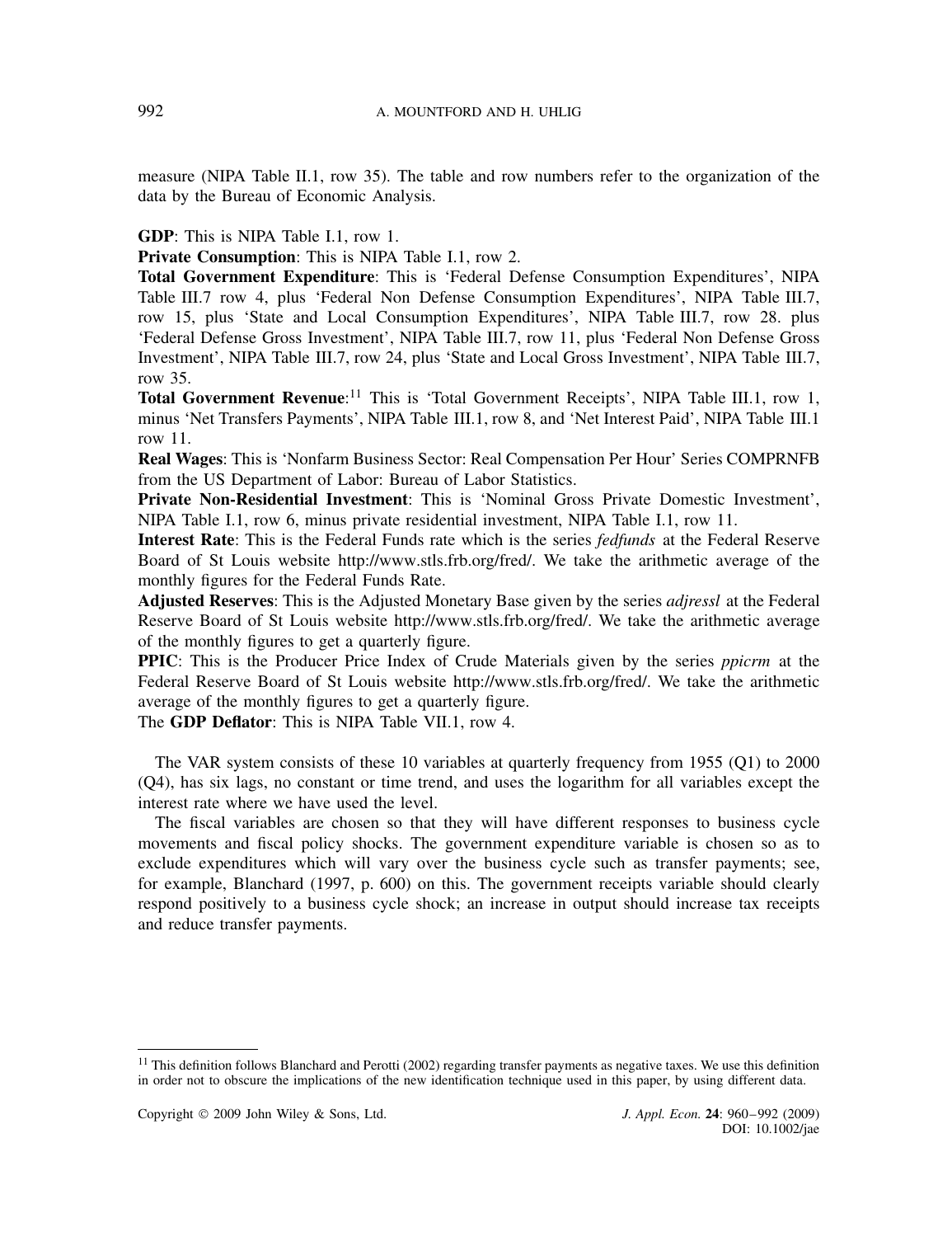measure (NIPA Table II.1, row 35). The table and row numbers refer to the organization of the data by the Bureau of Economic Analysis.

**GDP**: This is NIPA Table I.1, row 1.
**Private Consumption**: This is NIPA Table I.1, row 2.
**Total Government Expenditure**: This is 'Federal Defense Consumption Expenditures', NIPA Table III.7 row 4, plus 'Federal Non Defense Consumption Expenditures', NIPA Table III.7, row 15, plus 'State and Local Consumption Expenditures', NIPA Table III.7, row 28. plus 'Federal Defense Gross Investment', NIPA Table III.7, row 11, plus 'Federal Non Defense Gross Investment', NIPA Table III.7, row 24, plus 'State and Local Gross Investment', NIPA Table III.7, row 35.
**Total Government Revenue**:[11] This is 'Total Government Receipts', NIPA Table III.1, row 1, minus 'Net Transfers Payments', NIPA Table III.1, row 8, and 'Net Interest Paid', NIPA Table III.1 row 11.
**Real Wages**: This is 'Nonfarm Business Sector: Real Compensation Per Hour' Series COMPRNFB from the US Department of Labor: Bureau of Labor Statistics.
**Private Non-Residential Investment**: This is 'Nominal Gross Private Domestic Investment', NIPA Table I.1, row 6, minus private residential investment, NIPA Table I.1, row 11.
**Interest Rate**: This is the Federal Funds rate which is the series *fedfunds* at the Federal Reserve Board of St Louis website http://www.stls.frb.org/fred/. We take the arithmetic average of the monthly figures for the Federal Funds Rate.
**Adjusted Reserves**: This is the Adjusted Monetary Base given by the series *adjressl* at the Federal Reserve Board of St Louis website http://www.stls.frb.org/fred/. We take the arithmetic average of the monthly figures to get a quarterly figure.
**PPIC**: This is the Producer Price Index of Crude Materials given by the series *ppicrm* at the Federal Reserve Board of St Louis website http://www.stls.frb.org/fred/. We take the arithmetic average of the monthly figures to get a quarterly figure.
The **GDP Deflator**: This is NIPA Table VII.1, row 4.

The VAR system consists of these 10 variables at quarterly frequency from 1955 (Q1) to 2000 (Q4), has six lags, no constant or time trend, and uses the logarithm for all variables except the interest rate where we have used the level.

The fiscal variables are chosen so that they will have different responses to business cycle movements and fiscal policy shocks. The government expenditure variable is chosen so as to exclude expenditures which will vary over the business cycle such as transfer payments; see, for example, Blanchard (1997, p. 600) on this. The government receipts variable should clearly respond positively to a business cycle shock; an increase in output should increase tax receipts and reduce transfer payments.

[11] This definition follows Blanchard and Perotti (2002) regarding transfer payments as negative taxes. We use this definition in order not to obscure the implications of the new identification technique used in this paper, by using different data.